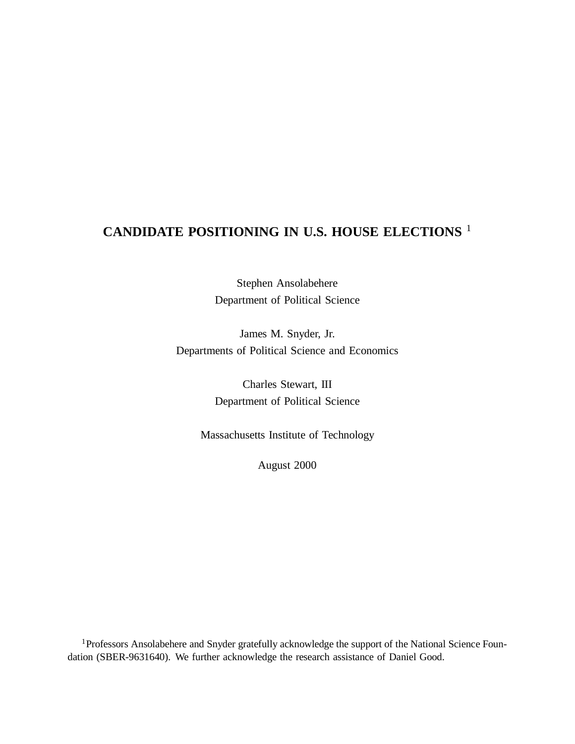# CANDIDATE POSITIONING IN U.S. HOUSE ELECTIONS [1]

Stephen Ansolabehere
Department of Political Science

James M. Snyder, Jr.
Departments of Political Science and Economics

Charles Stewart, III
Department of Political Science

Massachusetts Institute of Technology

August 2000

[1] Professors Ansolabehere and Snyder gratefully acknowledge the support of the National Science Foundation (SBER-9631640). We further acknowledge the research assistance of Daniel Good.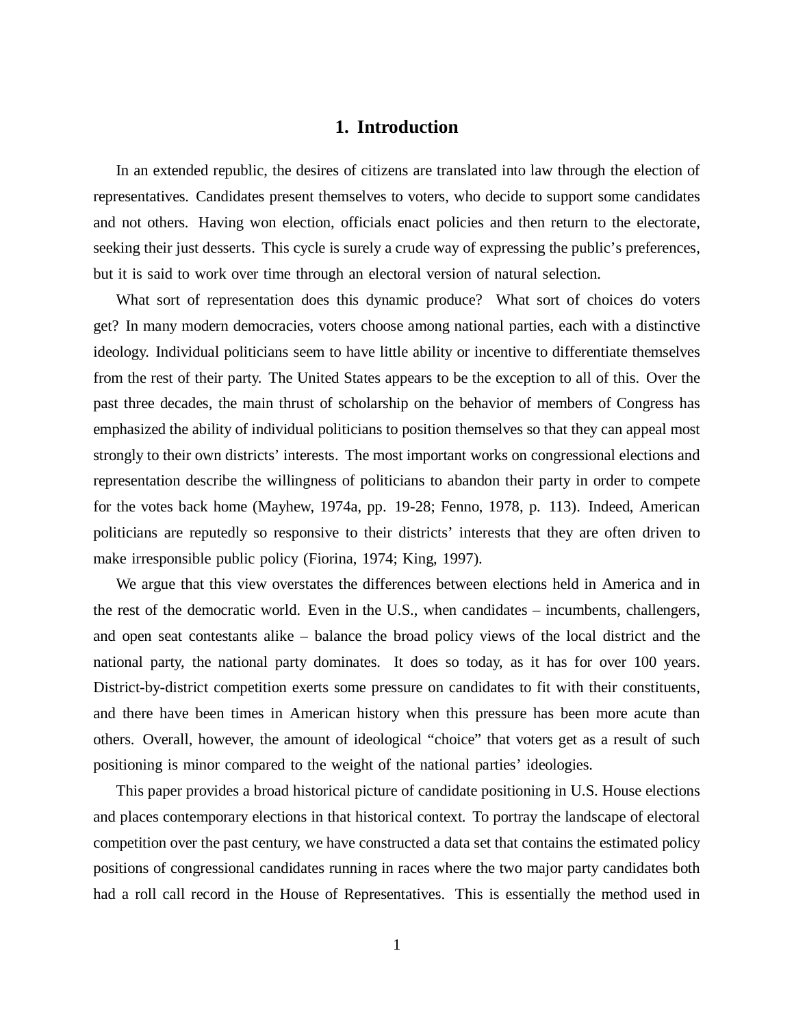# 1. Introduction

In an extended republic, the desires of citizens are translated into law through the election of representatives. Candidates present themselves to voters, who decide to support some candidates and not others. Having won election, officials enact policies and then return to the electorate, seeking their just desserts. This cycle is surely a crude way of expressing the public's preferences, but it is said to work over time through an electoral version of natural selection.

What sort of representation does this dynamic produce? What sort of choices do voters get? In many modern democracies, voters choose among national parties, each with a distinctive ideology. Individual politicians seem to have little ability or incentive to differentiate themselves from the rest of their party. The United States appears to be the exception to all of this. Over the past three decades, the main thrust of scholarship on the behavior of members of Congress has emphasized the ability of individual politicians to position themselves so that they can appeal most strongly to their own districts' interests. The most important works on congressional elections and representation describe the willingness of politicians to abandon their party in order to compete for the votes back home (Mayhew, 1974a, pp. 19-28; Fenno, 1978, p. 113). Indeed, American politicians are reputedly so responsive to their districts' interests that they are often driven to make irresponsible public policy (Fiorina, 1974; King, 1997).

We argue that this view overstates the differences between elections held in America and in the rest of the democratic world. Even in the U.S., when candidates – incumbents, challengers, and open seat contestants alike – balance the broad policy views of the local district and the national party, the national party dominates. It does so today, as it has for over 100 years. District-by-district competition exerts some pressure on candidates to fit with their constituents, and there have been times in American history when this pressure has been more acute than others. Overall, however, the amount of ideological "choice" that voters get as a result of such positioning is minor compared to the weight of the national parties' ideologies.

This paper provides a broad historical picture of candidate positioning in U.S. House elections and places contemporary elections in that historical context. To portray the landscape of electoral competition over the past century, we have constructed a data set that contains the estimated policy positions of congressional candidates running in races where the two major party candidates both had a roll call record in the House of Representatives. This is essentially the method used in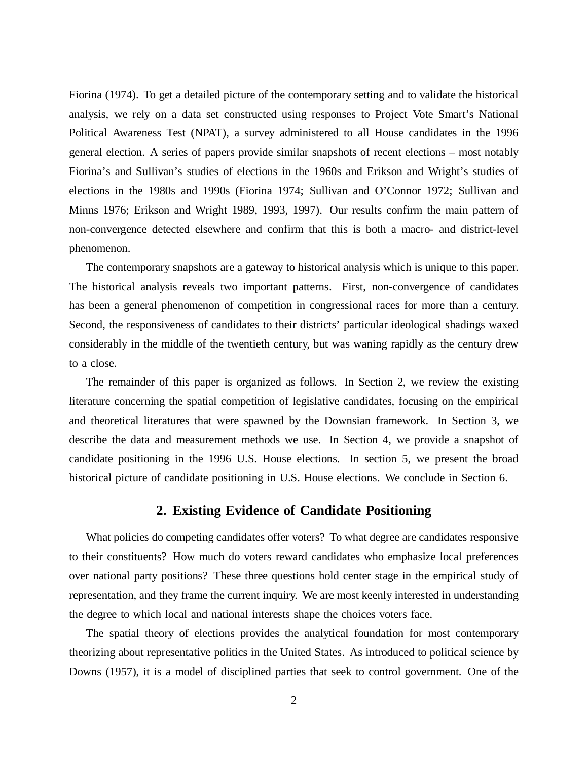Fiorina (1974). To get a detailed picture of the contemporary setting and to validate the historical analysis, we rely on a data set constructed using responses to Project Vote Smart's National Political Awareness Test (NPAT), a survey administered to all House candidates in the 1996 general election. A series of papers provide similar snapshots of recent elections – most notably Fiorina's and Sullivan's studies of elections in the 1960s and Erikson and Wright's studies of elections in the 1980s and 1990s (Fiorina 1974; Sullivan and O'Connor 1972; Sullivan and Minns 1976; Erikson and Wright 1989, 1993, 1997). Our results confirm the main pattern of non-convergence detected elsewhere and confirm that this is both a macro- and district-level phenomenon.

The contemporary snapshots are a gateway to historical analysis which is unique to this paper. The historical analysis reveals two important patterns. First, non-convergence of candidates has been a general phenomenon of competition in congressional races for more than a century. Second, the responsiveness of candidates to their districts' particular ideological shadings waxed considerably in the middle of the twentieth century, but was waning rapidly as the century drew to a close.

The remainder of this paper is organized as follows. In Section 2, we review the existing literature concerning the spatial competition of legislative candidates, focusing on the empirical and theoretical literatures that were spawned by the Downsian framework. In Section 3, we describe the data and measurement methods we use. In Section 4, we provide a snapshot of candidate positioning in the 1996 U.S. House elections. In section 5, we present the broad historical picture of candidate positioning in U.S. House elections. We conclude in Section 6.

## 2. Existing Evidence of Candidate Positioning

What policies do competing candidates offer voters? To what degree are candidates responsive to their constituents? How much do voters reward candidates who emphasize local preferences over national party positions? These three questions hold center stage in the empirical study of representation, and they frame the current inquiry. We are most keenly interested in understanding the degree to which local and national interests shape the choices voters face.

The spatial theory of elections provides the analytical foundation for most contemporary theorizing about representative politics in the United States. As introduced to political science by Downs (1957), it is a model of disciplined parties that seek to control government. One of the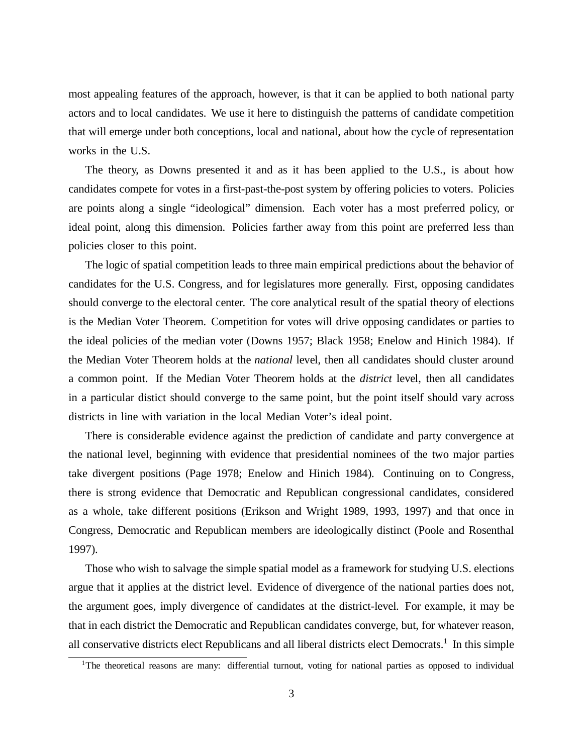most appealing features of the approach, however, is that it can be applied to both national party actors and to local candidates. We use it here to distinguish the patterns of candidate competition that will emerge under both conceptions, local and national, about how the cycle of representation works in the U.S.

The theory, as Downs presented it and as it has been applied to the U.S., is about how candidates compete for votes in a first-past-the-post system by offering policies to voters. Policies are points along a single "ideological" dimension. Each voter has a most preferred policy, or ideal point, along this dimension. Policies farther away from this point are preferred less than policies closer to this point.

The logic of spatial competition leads to three main empirical predictions about the behavior of candidates for the U.S. Congress, and for legislatures more generally. First, opposing candidates should converge to the electoral center. The core analytical result of the spatial theory of elections is the Median Voter Theorem. Competition for votes will drive opposing candidates or parties to the ideal policies of the median voter (Downs 1957; Black 1958; Enelow and Hinich 1984). If the Median Voter Theorem holds at the *national* level, then all candidates should cluster around a common point. If the Median Voter Theorem holds at the *district* level, then all candidates in a particular distict should converge to the same point, but the point itself should vary across districts in line with variation in the local Median Voter's ideal point.

There is considerable evidence against the prediction of candidate and party convergence at the national level, beginning with evidence that presidential nominees of the two major parties take divergent positions (Page 1978; Enelow and Hinich 1984). Continuing on to Congress, there is strong evidence that Democratic and Republican congressional candidates, considered as a whole, take different positions (Erikson and Wright 1989, 1993, 1997) and that once in Congress, Democratic and Republican members are ideologically distinct (Poole and Rosenthal 1997).

Those who wish to salvage the simple spatial model as a framework for studying U.S. elections argue that it applies at the district level. Evidence of divergence of the national parties does not, the argument goes, imply divergence of candidates at the district-level. For example, it may be that in each district the Democratic and Republican candidates converge, but, for whatever reason, all conservative districts elect Republicans and all liberal districts elect Democrats.[1] In this simple

[1]The theoretical reasons are many: differential turnout, voting for national parties as opposed to individual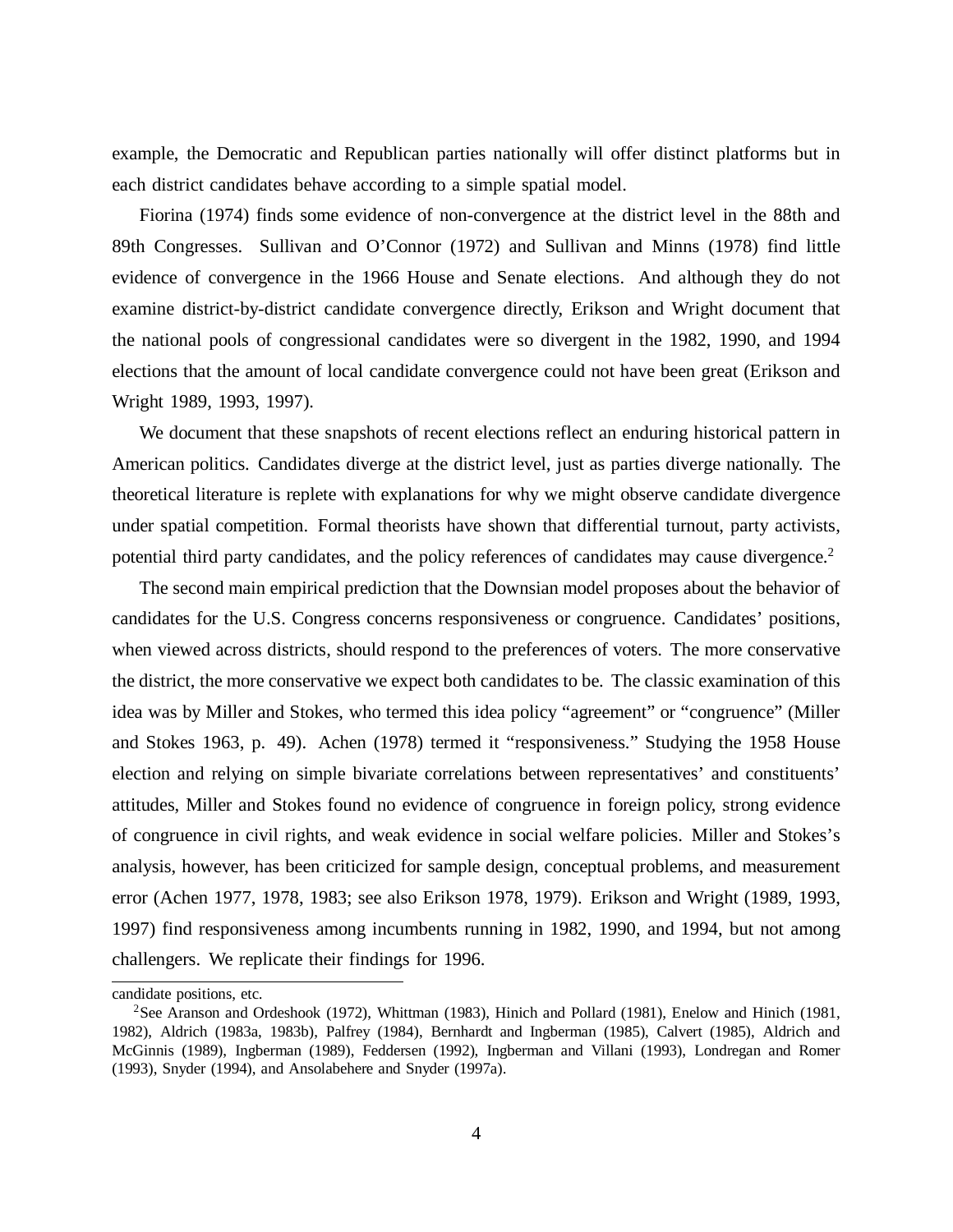example, the Democratic and Republican parties nationally will offer distinct platforms but in each district candidates behave according to a simple spatial model.

Fiorina (1974) finds some evidence of non-convergence at the district level in the 88th and 89th Congresses. Sullivan and O'Connor (1972) and Sullivan and Minns (1978) find little evidence of convergence in the 1966 House and Senate elections. And although they do not examine district-by-district candidate convergence directly, Erikson and Wright document that the national pools of congressional candidates were so divergent in the 1982, 1990, and 1994 elections that the amount of local candidate convergence could not have been great (Erikson and Wright 1989, 1993, 1997).

We document that these snapshots of recent elections reflect an enduring historical pattern in American politics. Candidates diverge at the district level, just as parties diverge nationally. The theoretical literature is replete with explanations for why we might observe candidate divergence under spatial competition. Formal theorists have shown that differential turnout, party activists, potential third party candidates, and the policy references of candidates may cause divergence.[2]

The second main empirical prediction that the Downsian model proposes about the behavior of candidates for the U.S. Congress concerns responsiveness or congruence. Candidates' positions, when viewed across districts, should respond to the preferences of voters. The more conservative the district, the more conservative we expect both candidates to be. The classic examination of this idea was by Miller and Stokes, who termed this idea policy "agreement" or "congruence" (Miller and Stokes 1963, p. 49). Achen (1978) termed it "responsiveness." Studying the 1958 House election and relying on simple bivariate correlations between representatives' and constituents' attitudes, Miller and Stokes found no evidence of congruence in foreign policy, strong evidence of congruence in civil rights, and weak evidence in social welfare policies. Miller and Stokes's analysis, however, has been criticized for sample design, conceptual problems, and measurement error (Achen 1977, 1978, 1983; see also Erikson 1978, 1979). Erikson and Wright (1989, 1993, 1997) find responsiveness among incumbents running in 1982, 1990, and 1994, but not among challengers. We replicate their findings for 1996.

---

candidate positions, etc.

[2]See Aranson and Ordeshook (1972), Whittman (1983), Hinich and Pollard (1981), Enelow and Hinich (1981, 1982), Aldrich (1983a, 1983b), Palfrey (1984), Bernhardt and Ingberman (1985), Calvert (1985), Aldrich and McGinnis (1989), Ingberman (1989), Feddersen (1992), Ingberman and Villani (1993), Londregan and Romer (1993), Snyder (1994), and Ansolabehere and Snyder (1997a).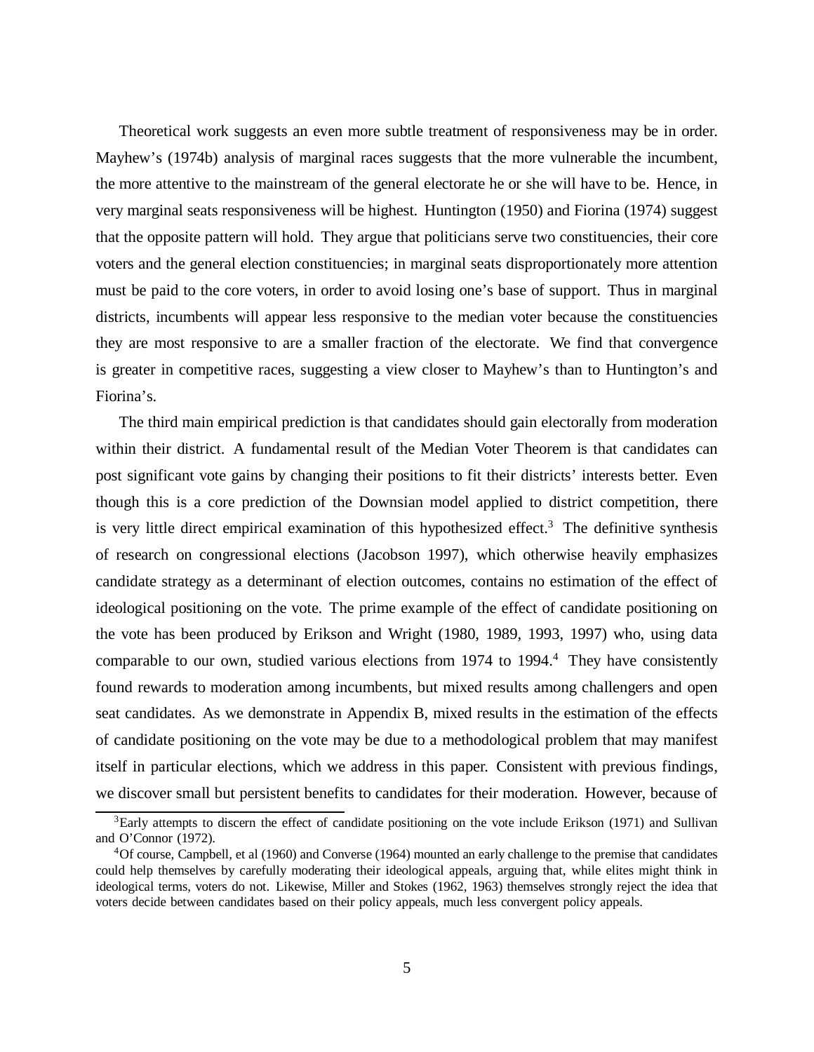Theoretical work suggests an even more subtle treatment of responsiveness may be in order. Mayhew's (1974b) analysis of marginal races suggests that the more vulnerable the incumbent, the more attentive to the mainstream of the general electorate he or she will have to be. Hence, in very marginal seats responsiveness will be highest. Huntington (1950) and Fiorina (1974) suggest that the opposite pattern will hold. They argue that politicians serve two constituencies, their core voters and the general election constituencies; in marginal seats disproportionately more attention must be paid to the core voters, in order to avoid losing one's base of support. Thus in marginal districts, incumbents will appear less responsive to the median voter because the constituencies they are most responsive to are a smaller fraction of the electorate. We find that convergence is greater in competitive races, suggesting a view closer to Mayhew's than to Huntington's and Fiorina's.

The third main empirical prediction is that candidates should gain electorally from moderation within their district. A fundamental result of the Median Voter Theorem is that candidates can post significant vote gains by changing their positions to fit their districts' interests better. Even though this is a core prediction of the Downsian model applied to district competition, there is very little direct empirical examination of this hypothesized effect.[3] The definitive synthesis of research on congressional elections (Jacobson 1997), which otherwise heavily emphasizes candidate strategy as a determinant of election outcomes, contains no estimation of the effect of ideological positioning on the vote. The prime example of the effect of candidate positioning on the vote has been produced by Erikson and Wright (1980, 1989, 1993, 1997) who, using data comparable to our own, studied various elections from 1974 to 1994.[4] They have consistently found rewards to moderation among incumbents, but mixed results among challengers and open seat candidates. As we demonstrate in Appendix B, mixed results in the estimation of the effects of candidate positioning on the vote may be due to a methodological problem that may manifest itself in particular elections, which we address in this paper. Consistent with previous findings, we discover small but persistent benefits to candidates for their moderation. However, because of

[3] Early attempts to discern the effect of candidate positioning on the vote include Erikson (1971) and Sullivan and O'Connor (1972).

[4] Of course, Campbell, et al (1960) and Converse (1964) mounted an early challenge to the premise that candidates could help themselves by carefully moderating their ideological appeals, arguing that, while elites might think in ideological terms, voters do not. Likewise, Miller and Stokes (1962, 1963) themselves strongly reject the idea that voters decide between candidates based on their policy appeals, much less convergent policy appeals.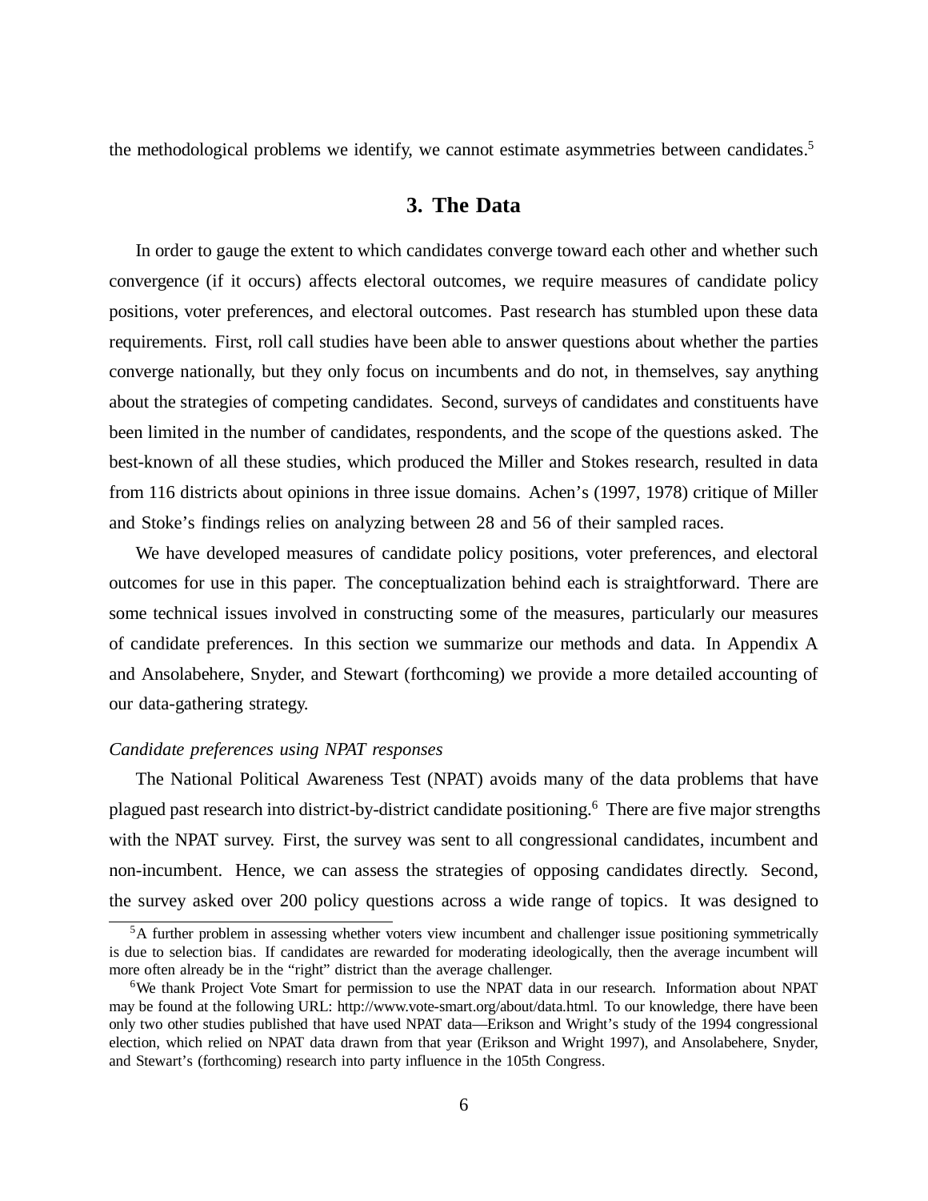the methodological problems we identify, we cannot estimate asymmetries between candidates.[5]

## 3. The Data

In order to gauge the extent to which candidates converge toward each other and whether such convergence (if it occurs) affects electoral outcomes, we require measures of candidate policy positions, voter preferences, and electoral outcomes. Past research has stumbled upon these data requirements. First, roll call studies have been able to answer questions about whether the parties converge nationally, but they only focus on incumbents and do not, in themselves, say anything about the strategies of competing candidates. Second, surveys of candidates and constituents have been limited in the number of candidates, respondents, and the scope of the questions asked. The best-known of all these studies, which produced the Miller and Stokes research, resulted in data from 116 districts about opinions in three issue domains. Achen's (1997, 1978) critique of Miller and Stoke's findings relies on analyzing between 28 and 56 of their sampled races.

We have developed measures of candidate policy positions, voter preferences, and electoral outcomes for use in this paper. The conceptualization behind each is straightforward. There are some technical issues involved in constructing some of the measures, particularly our measures of candidate preferences. In this section we summarize our methods and data. In Appendix A and Ansolabehere, Snyder, and Stewart (forthcoming) we provide a more detailed accounting of our data-gathering strategy.

*Candidate preferences using NPAT responses*

The National Political Awareness Test (NPAT) avoids many of the data problems that have plagued past research into district-by-district candidate positioning.[6] There are five major strengths with the NPAT survey. First, the survey was sent to all congressional candidates, incumbent and non-incumbent. Hence, we can assess the strategies of opposing candidates directly. Second, the survey asked over 200 policy questions across a wide range of topics. It was designed to

[5] A further problem in assessing whether voters view incumbent and challenger issue positioning symmetrically is due to selection bias. If candidates are rewarded for moderating ideologically, then the average incumbent will more often already be in the "right" district than the average challenger.

[6] We thank Project Vote Smart for permission to use the NPAT data in our research. Information about NPAT may be found at the following URL: http://www.vote-smart.org/about/data.html. To our knowledge, there have been only two other studies published that have used NPAT data—Erikson and Wright's study of the 1994 congressional election, which relied on NPAT data drawn from that year (Erikson and Wright 1997), and Ansolabehere, Snyder, and Stewart's (forthcoming) research into party influence in the 105th Congress.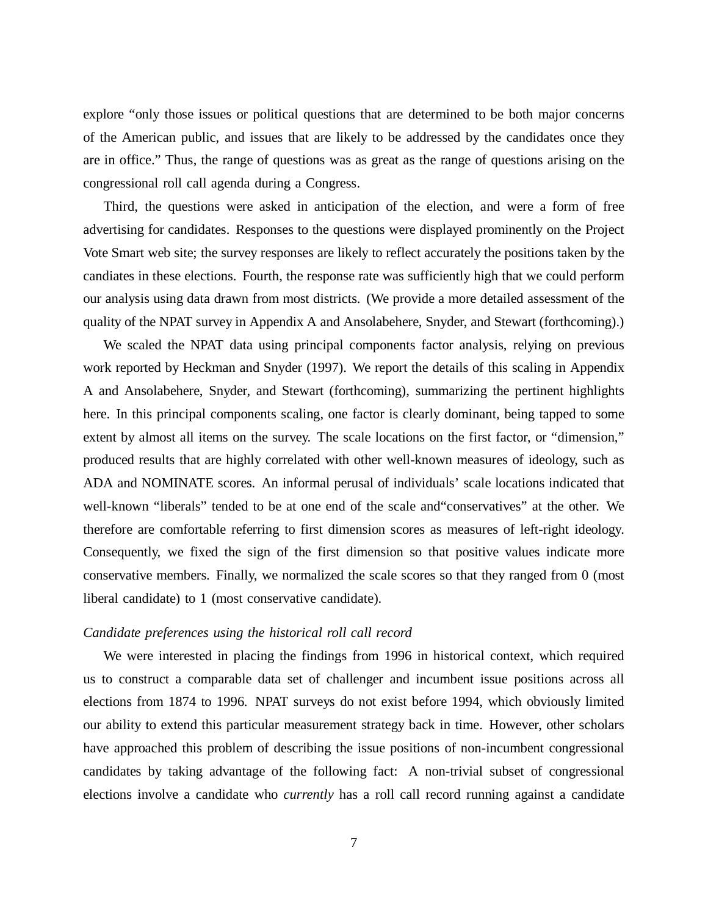explore "only those issues or political questions that are determined to be both major concerns of the American public, and issues that are likely to be addressed by the candidates once they are in office." Thus, the range of questions was as great as the range of questions arising on the congressional roll call agenda during a Congress.

Third, the questions were asked in anticipation of the election, and were a form of free advertising for candidates. Responses to the questions were displayed prominently on the Project Vote Smart web site; the survey responses are likely to reflect accurately the positions taken by the candiates in these elections. Fourth, the response rate was sufficiently high that we could perform our analysis using data drawn from most districts. (We provide a more detailed assessment of the quality of the NPAT survey in Appendix A and Ansolabehere, Snyder, and Stewart (forthcoming).)

We scaled the NPAT data using principal components factor analysis, relying on previous work reported by Heckman and Snyder (1997). We report the details of this scaling in Appendix A and Ansolabehere, Snyder, and Stewart (forthcoming), summarizing the pertinent highlights here. In this principal components scaling, one factor is clearly dominant, being tapped to some extent by almost all items on the survey. The scale locations on the first factor, or "dimension," produced results that are highly correlated with other well-known measures of ideology, such as ADA and NOMINATE scores. An informal perusal of individuals' scale locations indicated that well-known "liberals" tended to be at one end of the scale and"conservatives" at the other. We therefore are comfortable referring to first dimension scores as measures of left-right ideology. Consequently, we fixed the sign of the first dimension so that positive values indicate more conservative members. Finally, we normalized the scale scores so that they ranged from 0 (most liberal candidate) to 1 (most conservative candidate).

*Candidate preferences using the historical roll call record*

We were interested in placing the findings from 1996 in historical context, which required us to construct a comparable data set of challenger and incumbent issue positions across all elections from 1874 to 1996. NPAT surveys do not exist before 1994, which obviously limited our ability to extend this particular measurement strategy back in time. However, other scholars have approached this problem of describing the issue positions of non-incumbent congressional candidates by taking advantage of the following fact: A non-trivial subset of congressional elections involve a candidate who *currently* has a roll call record running against a candidate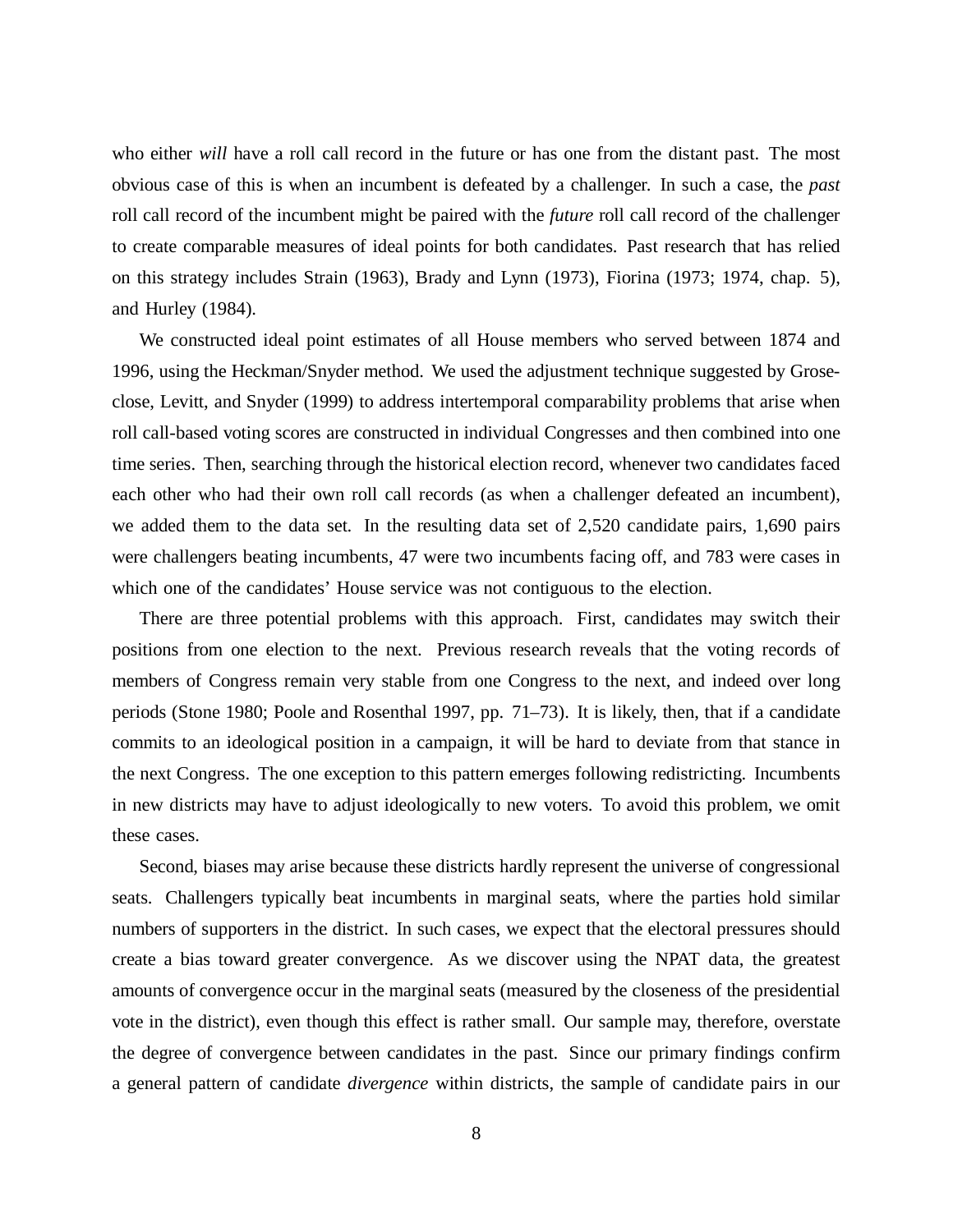who either *will* have a roll call record in the future or has one from the distant past. The most obvious case of this is when an incumbent is defeated by a challenger. In such a case, the *past* roll call record of the incumbent might be paired with the *future* roll call record of the challenger to create comparable measures of ideal points for both candidates. Past research that has relied on this strategy includes Strain (1963), Brady and Lynn (1973), Fiorina (1973; 1974, chap. 5), and Hurley (1984).

We constructed ideal point estimates of all House members who served between 1874 and 1996, using the Heckman/Snyder method. We used the adjustment technique suggested by Groseclose, Levitt, and Snyder (1999) to address intertemporal comparability problems that arise when roll call-based voting scores are constructed in individual Congresses and then combined into one time series. Then, searching through the historical election record, whenever two candidates faced each other who had their own roll call records (as when a challenger defeated an incumbent), we added them to the data set. In the resulting data set of 2,520 candidate pairs, 1,690 pairs were challengers beating incumbents, 47 were two incumbents facing off, and 783 were cases in which one of the candidates' House service was not contiguous to the election.

There are three potential problems with this approach. First, candidates may switch their positions from one election to the next. Previous research reveals that the voting records of members of Congress remain very stable from one Congress to the next, and indeed over long periods (Stone 1980; Poole and Rosenthal 1997, pp. 71–73). It is likely, then, that if a candidate commits to an ideological position in a campaign, it will be hard to deviate from that stance in the next Congress. The one exception to this pattern emerges following redistricting. Incumbents in new districts may have to adjust ideologically to new voters. To avoid this problem, we omit these cases.

Second, biases may arise because these districts hardly represent the universe of congressional seats. Challengers typically beat incumbents in marginal seats, where the parties hold similar numbers of supporters in the district. In such cases, we expect that the electoral pressures should create a bias toward greater convergence. As we discover using the NPAT data, the greatest amounts of convergence occur in the marginal seats (measured by the closeness of the presidential vote in the district), even though this effect is rather small. Our sample may, therefore, overstate the degree of convergence between candidates in the past. Since our primary findings confirm a general pattern of candidate *divergence* within districts, the sample of candidate pairs in our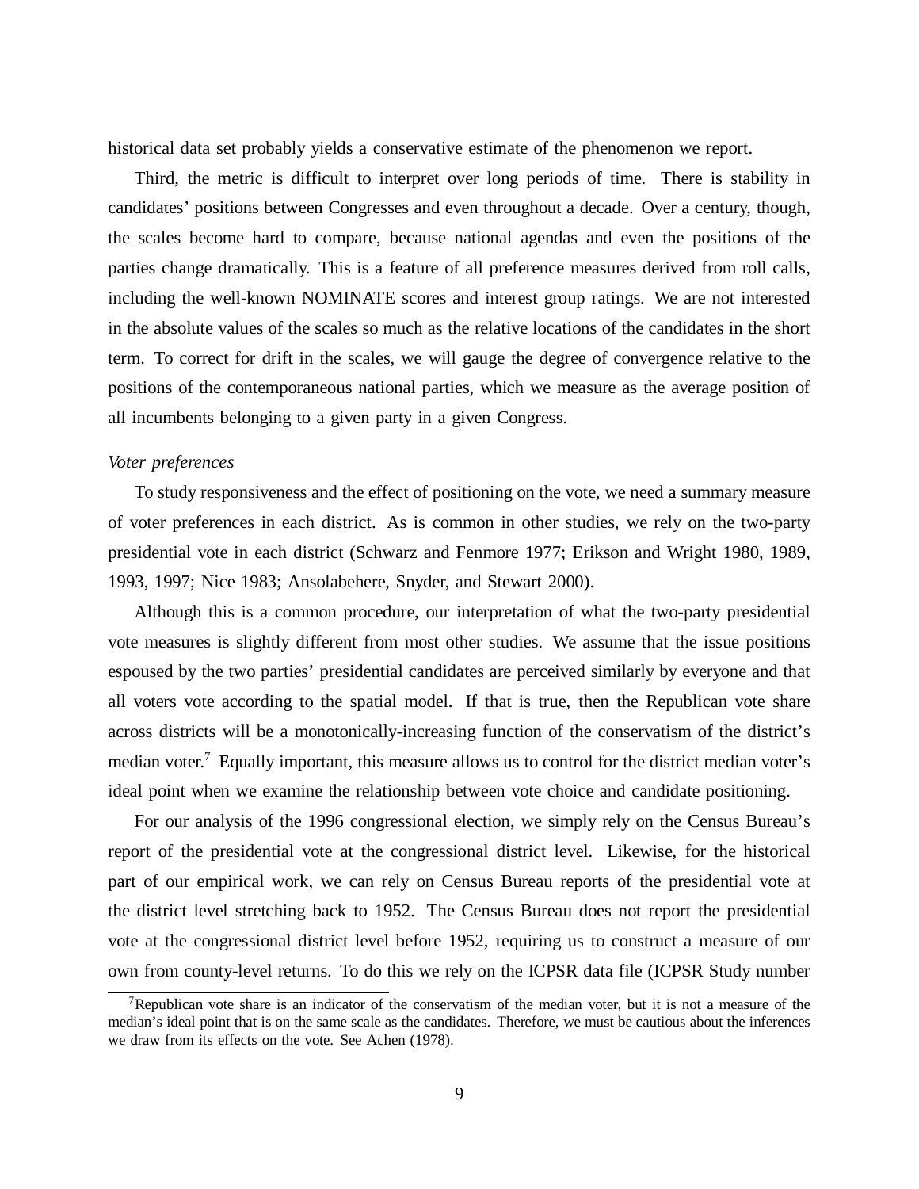historical data set probably yields a conservative estimate of the phenomenon we report.

Third, the metric is difficult to interpret over long periods of time. There is stability in candidates' positions between Congresses and even throughout a decade. Over a century, though, the scales become hard to compare, because national agendas and even the positions of the parties change dramatically. This is a feature of all preference measures derived from roll calls, including the well-known NOMINATE scores and interest group ratings. We are not interested in the absolute values of the scales so much as the relative locations of the candidates in the short term. To correct for drift in the scales, we will gauge the degree of convergence relative to the positions of the contemporaneous national parties, which we measure as the average position of all incumbents belonging to a given party in a given Congress.

*Voter preferences*

To study responsiveness and the effect of positioning on the vote, we need a summary measure of voter preferences in each district. As is common in other studies, we rely on the two-party presidential vote in each district (Schwarz and Fenmore 1977; Erikson and Wright 1980, 1989, 1993, 1997; Nice 1983; Ansolabehere, Snyder, and Stewart 2000).

Although this is a common procedure, our interpretation of what the two-party presidential vote measures is slightly different from most other studies. We assume that the issue positions espoused by the two parties' presidential candidates are perceived similarly by everyone and that all voters vote according to the spatial model. If that is true, then the Republican vote share across districts will be a monotonically-increasing function of the conservatism of the district's median voter.[7] Equally important, this measure allows us to control for the district median voter's ideal point when we examine the relationship between vote choice and candidate positioning.

For our analysis of the 1996 congressional election, we simply rely on the Census Bureau's report of the presidential vote at the congressional district level. Likewise, for the historical part of our empirical work, we can rely on Census Bureau reports of the presidential vote at the district level stretching back to 1952. The Census Bureau does not report the presidential vote at the congressional district level before 1952, requiring us to construct a measure of our own from county-level returns. To do this we rely on the ICPSR data file (ICPSR Study number

[7] Republican vote share is an indicator of the conservatism of the median voter, but it is not a measure of the median's ideal point that is on the same scale as the candidates. Therefore, we must be cautious about the inferences we draw from its effects on the vote. See Achen (1978).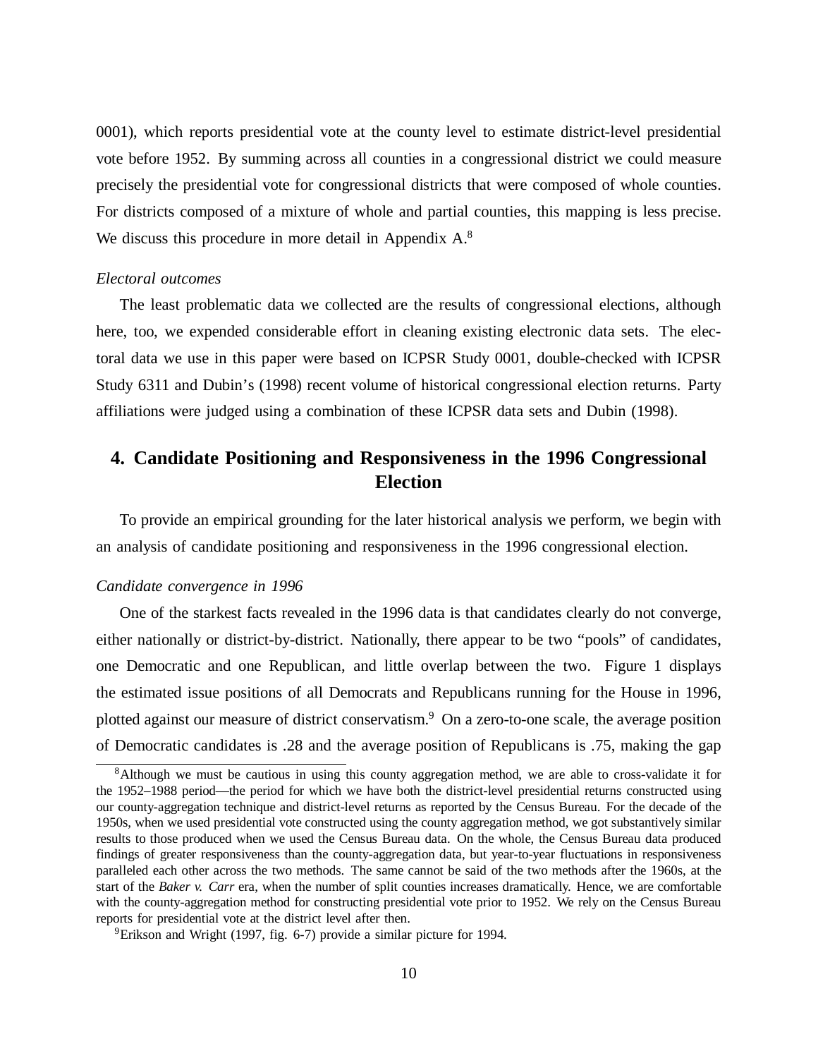0001), which reports presidential vote at the county level to estimate district-level presidential vote before 1952. By summing across all counties in a congressional district we could measure precisely the presidential vote for congressional districts that were composed of whole counties. For districts composed of a mixture of whole and partial counties, this mapping is less precise. We discuss this procedure in more detail in Appendix A.[8]

*Electoral outcomes*

The least problematic data we collected are the results of congressional elections, although here, too, we expended considerable effort in cleaning existing electronic data sets. The electoral data we use in this paper were based on ICPSR Study 0001, double-checked with ICPSR Study 6311 and Dubin's (1998) recent volume of historical congressional election returns. Party affiliations were judged using a combination of these ICPSR data sets and Dubin (1998).

## 4. Candidate Positioning and Responsiveness in the 1996 Congressional Election

To provide an empirical grounding for the later historical analysis we perform, we begin with an analysis of candidate positioning and responsiveness in the 1996 congressional election.

*Candidate convergence in 1996*

One of the starkest facts revealed in the 1996 data is that candidates clearly do not converge, either nationally or district-by-district. Nationally, there appear to be two "pools" of candidates, one Democratic and one Republican, and little overlap between the two. Figure 1 displays the estimated issue positions of all Democrats and Republicans running for the House in 1996, plotted against our measure of district conservatism.[9] On a zero-to-one scale, the average position of Democratic candidates is .28 and the average position of Republicans is .75, making the gap

[8] Although we must be cautious in using this county aggregation method, we are able to cross-validate it for the 1952–1988 period—the period for which we have both the district-level presidential returns constructed using our county-aggregation technique and district-level returns as reported by the Census Bureau. For the decade of the 1950s, when we used presidential vote constructed using the county aggregation method, we got substantively similar results to those produced when we used the Census Bureau data. On the whole, the Census Bureau data produced findings of greater responsiveness than the county-aggregation data, but year-to-year fluctuations in responsiveness paralleled each other across the two methods. The same cannot be said of the two methods after the 1960s, at the start of the *Baker v. Carr* era, when the number of split counties increases dramatically. Hence, we are comfortable with the county-aggregation method for constructing presidential vote prior to 1952. We rely on the Census Bureau reports for presidential vote at the district level after then.

[9] Erikson and Wright (1997, fig. 6-7) provide a similar picture for 1994.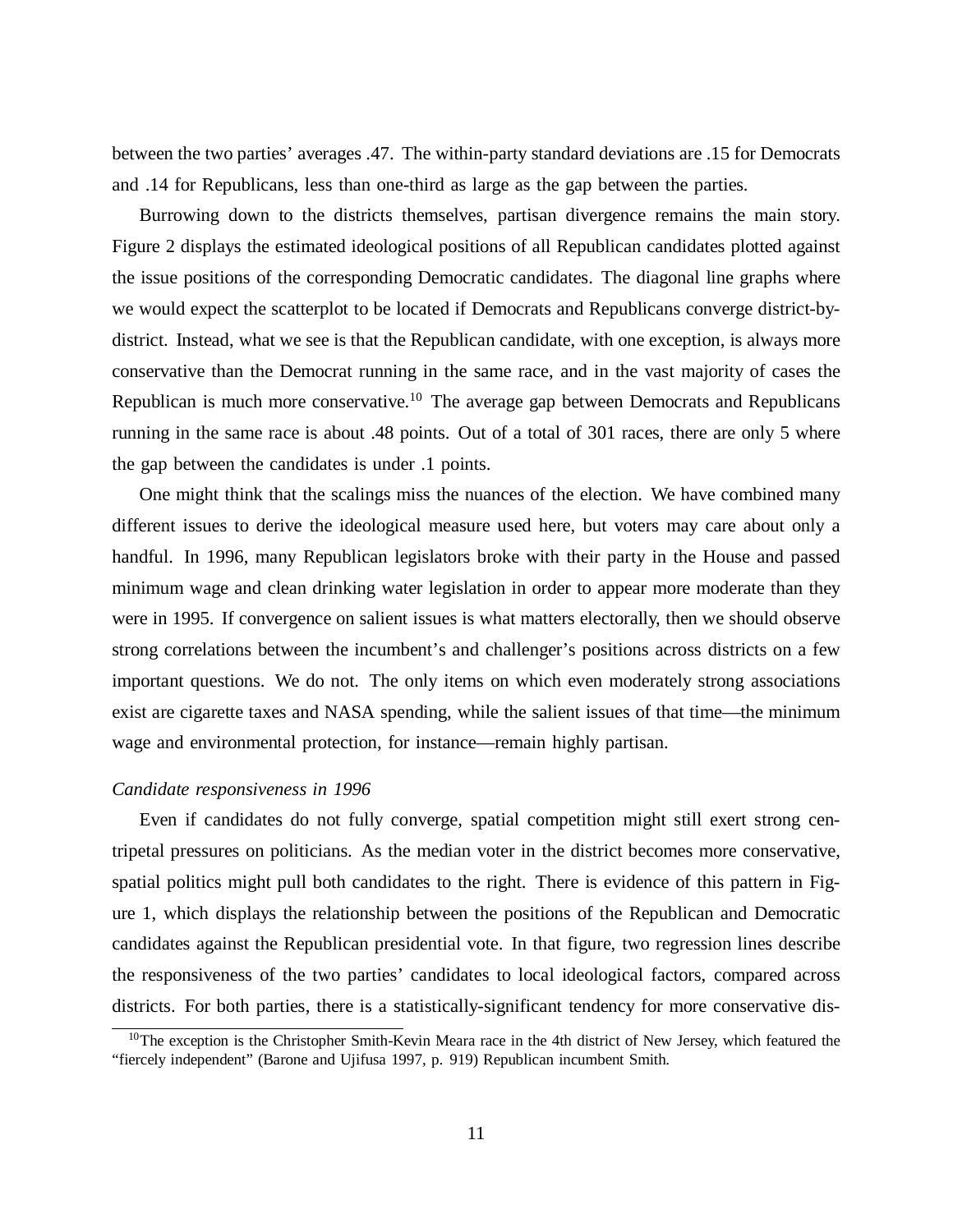between the two parties' averages .47. The within-party standard deviations are .15 for Democrats and .14 for Republicans, less than one-third as large as the gap between the parties.

Burrowing down to the districts themselves, partisan divergence remains the main story. Figure 2 displays the estimated ideological positions of all Republican candidates plotted against the issue positions of the corresponding Democratic candidates. The diagonal line graphs where we would expect the scatterplot to be located if Democrats and Republicans converge district-by-district. Instead, what we see is that the Republican candidate, with one exception, is always more conservative than the Democrat running in the same race, and in the vast majority of cases the Republican is much more conservative.[10] The average gap between Democrats and Republicans running in the same race is about .48 points. Out of a total of 301 races, there are only 5 where the gap between the candidates is under .1 points.

One might think that the scalings miss the nuances of the election. We have combined many different issues to derive the ideological measure used here, but voters may care about only a handful. In 1996, many Republican legislators broke with their party in the House and passed minimum wage and clean drinking water legislation in order to appear more moderate than they were in 1995. If convergence on salient issues is what matters electorally, then we should observe strong correlations between the incumbent's and challenger's positions across districts on a few important questions. We do not. The only items on which even moderately strong associations exist are cigarette taxes and NASA spending, while the salient issues of that time—the minimum wage and environmental protection, for instance—remain highly partisan.

*Candidate responsiveness in 1996*

Even if candidates do not fully converge, spatial competition might still exert strong centripetal pressures on politicians. As the median voter in the district becomes more conservative, spatial politics might pull both candidates to the right. There is evidence of this pattern in Figure 1, which displays the relationship between the positions of the Republican and Democratic candidates against the Republican presidential vote. In that figure, two regression lines describe the responsiveness of the two parties' candidates to local ideological factors, compared across districts. For both parties, there is a statistically-significant tendency for more conservative dis-

[10] The exception is the Christopher Smith-Kevin Meara race in the 4th district of New Jersey, which featured the "fiercely independent" (Barone and Ujifusa 1997, p. 919) Republican incumbent Smith.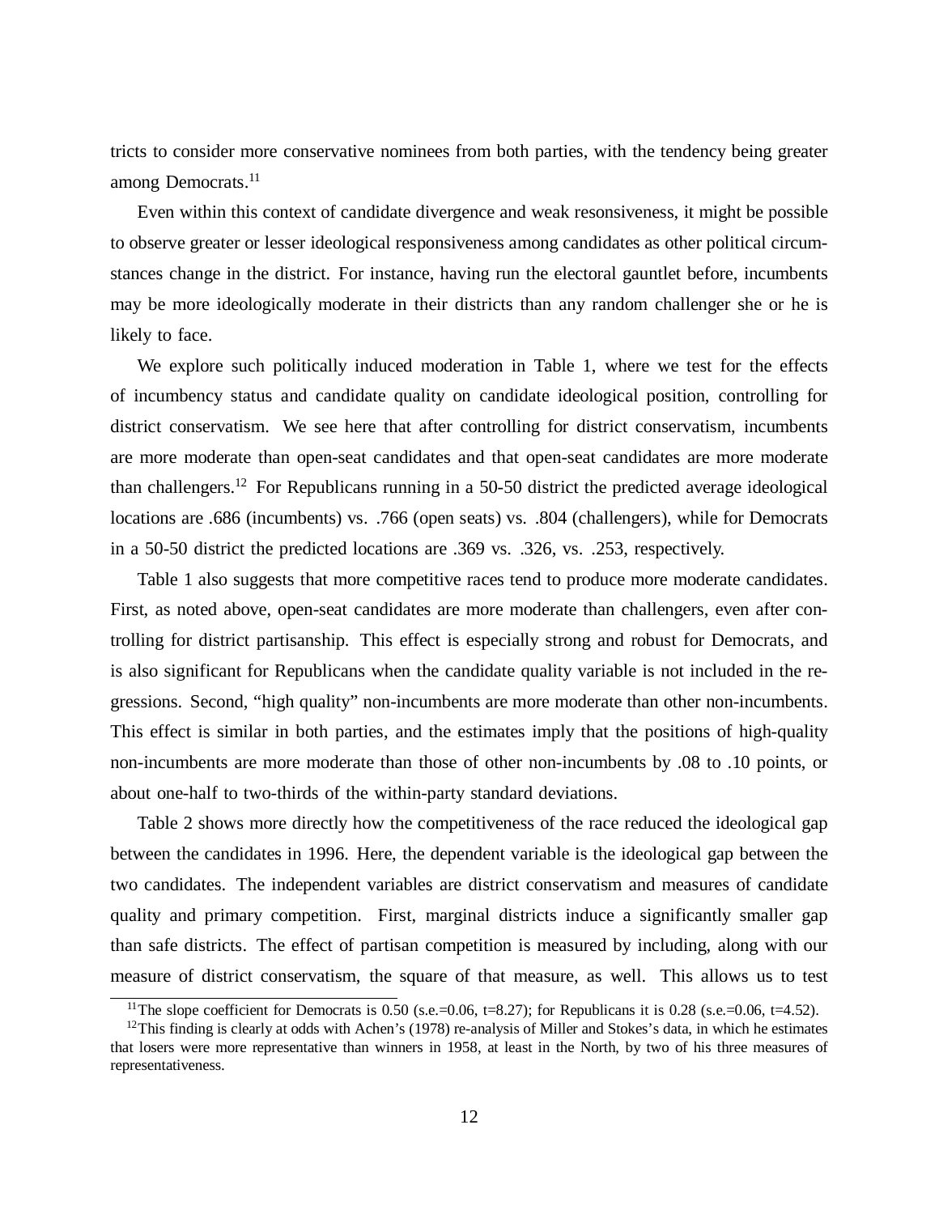tricts to consider more conservative nominees from both parties, with the tendency being greater among Democrats.[11]

Even within this context of candidate divergence and weak resonsiveness, it might be possible to observe greater or lesser ideological responsiveness among candidates as other political circumstances change in the district. For instance, having run the electoral gauntlet before, incumbents may be more ideologically moderate in their districts than any random challenger she or he is likely to face.

We explore such politically induced moderation in Table 1, where we test for the effects of incumbency status and candidate quality on candidate ideological position, controlling for district conservatism. We see here that after controlling for district conservatism, incumbents are more moderate than open-seat candidates and that open-seat candidates are more moderate than challengers.[12] For Republicans running in a 50-50 district the predicted average ideological locations are .686 (incumbents) vs. .766 (open seats) vs. .804 (challengers), while for Democrats in a 50-50 district the predicted locations are .369 vs. .326, vs. .253, respectively.

Table 1 also suggests that more competitive races tend to produce more moderate candidates. First, as noted above, open-seat candidates are more moderate than challengers, even after controlling for district partisanship. This effect is especially strong and robust for Democrats, and is also significant for Republicans when the candidate quality variable is not included in the regressions. Second, "high quality" non-incumbents are more moderate than other non-incumbents. This effect is similar in both parties, and the estimates imply that the positions of high-quality non-incumbents are more moderate than those of other non-incumbents by .08 to .10 points, or about one-half to two-thirds of the within-party standard deviations.

Table 2 shows more directly how the competitiveness of the race reduced the ideological gap between the candidates in 1996. Here, the dependent variable is the ideological gap between the two candidates. The independent variables are district conservatism and measures of candidate quality and primary competition. First, marginal districts induce a significantly smaller gap than safe districts. The effect of partisan competition is measured by including, along with our measure of district conservatism, the square of that measure, as well. This allows us to test

[11] The slope coefficient for Democrats is 0.50 (s.e.=0.06, t=8.27); for Republicans it is 0.28 (s.e.=0.06, t=4.52).

[12] This finding is clearly at odds with Achen's (1978) re-analysis of Miller and Stokes's data, in which he estimates that losers were more representative than winners in 1958, at least in the North, by two of his three measures of representativeness.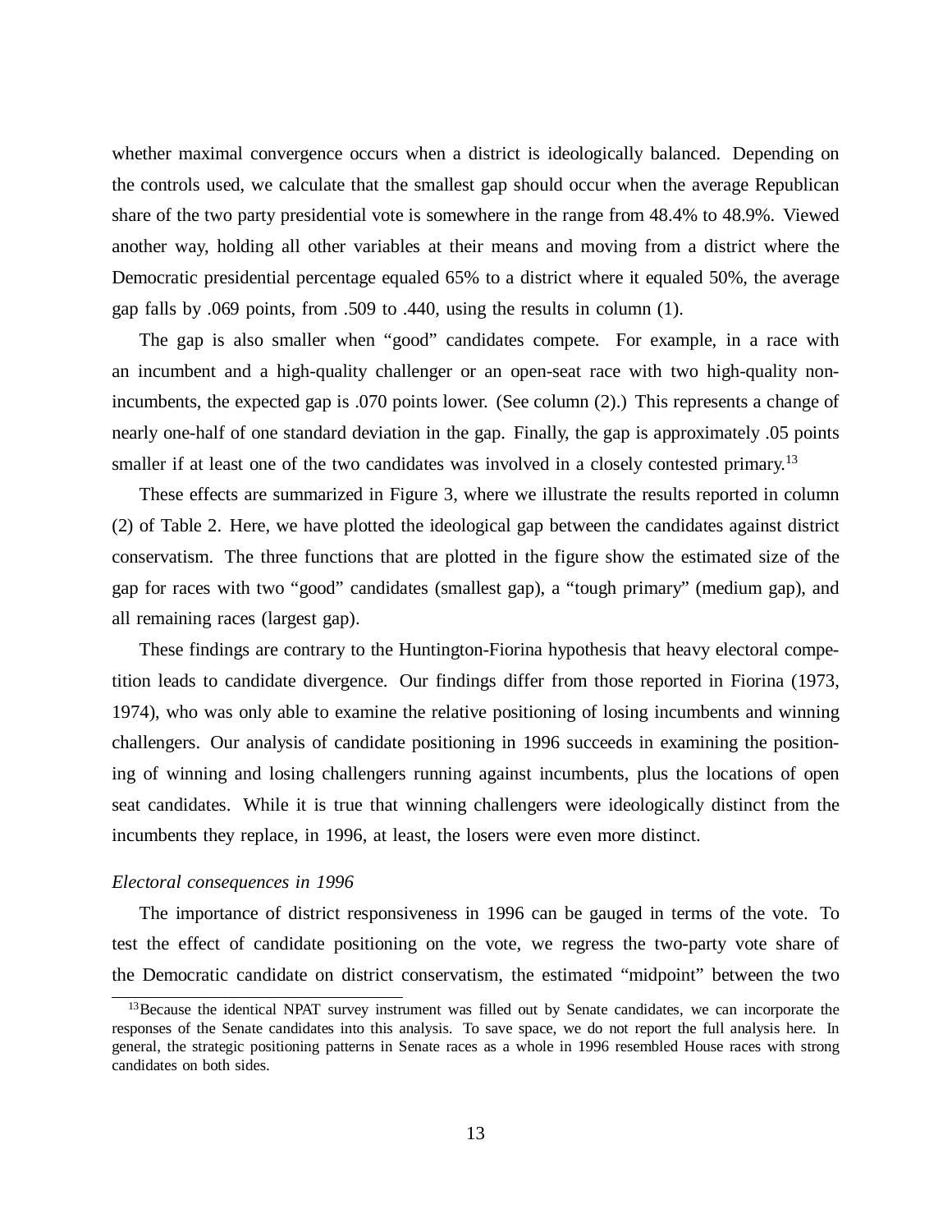whether maximal convergence occurs when a district is ideologically balanced. Depending on the controls used, we calculate that the smallest gap should occur when the average Republican share of the two party presidential vote is somewhere in the range from 48.4% to 48.9%. Viewed another way, holding all other variables at their means and moving from a district where the Democratic presidential percentage equaled 65% to a district where it equaled 50%, the average gap falls by .069 points, from .509 to .440, using the results in column (1).

The gap is also smaller when "good" candidates compete. For example, in a race with an incumbent and a high-quality challenger or an open-seat race with two high-quality non-incumbents, the expected gap is .070 points lower. (See column (2).) This represents a change of nearly one-half of one standard deviation in the gap. Finally, the gap is approximately .05 points smaller if at least one of the two candidates was involved in a closely contested primary.[13]

These effects are summarized in Figure 3, where we illustrate the results reported in column (2) of Table 2. Here, we have plotted the ideological gap between the candidates against district conservatism. The three functions that are plotted in the figure show the estimated size of the gap for races with two "good" candidates (smallest gap), a "tough primary" (medium gap), and all remaining races (largest gap).

These findings are contrary to the Huntington-Fiorina hypothesis that heavy electoral competition leads to candidate divergence. Our findings differ from those reported in Fiorina (1973, 1974), who was only able to examine the relative positioning of losing incumbents and winning challengers. Our analysis of candidate positioning in 1996 succeeds in examining the positioning of winning and losing challengers running against incumbents, plus the locations of open seat candidates. While it is true that winning challengers were ideologically distinct from the incumbents they replace, in 1996, at least, the losers were even more distinct.

*Electoral consequences in 1996*

The importance of district responsiveness in 1996 can be gauged in terms of the vote. To test the effect of candidate positioning on the vote, we regress the two-party vote share of the Democratic candidate on district conservatism, the estimated "midpoint" between the two

[13] Because the identical NPAT survey instrument was filled out by Senate candidates, we can incorporate the responses of the Senate candidates into this analysis. To save space, we do not report the full analysis here. In general, the strategic positioning patterns in Senate races as a whole in 1996 resembled House races with strong candidates on both sides.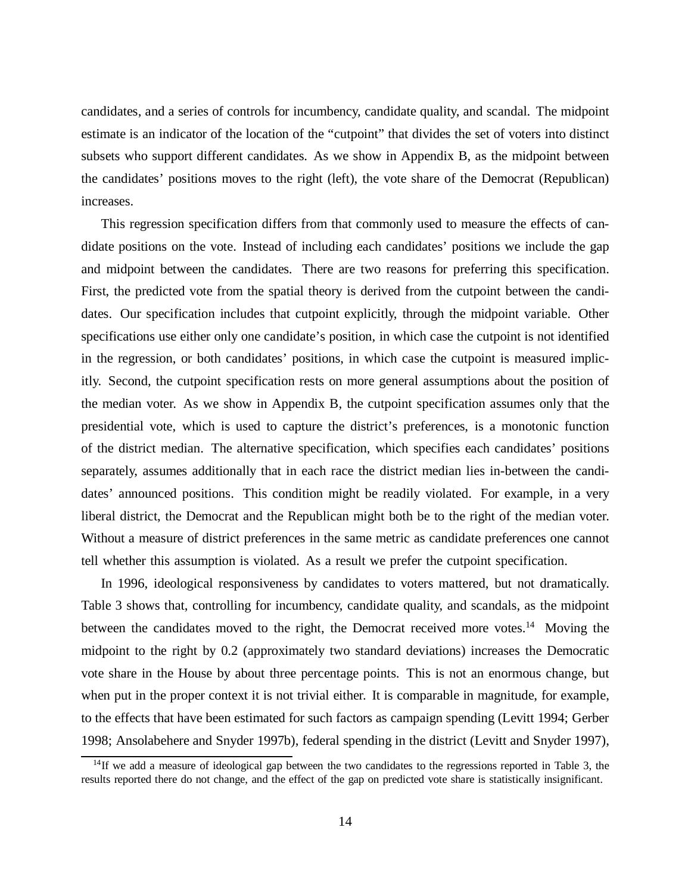candidates, and a series of controls for incumbency, candidate quality, and scandal. The midpoint estimate is an indicator of the location of the "cutpoint" that divides the set of voters into distinct subsets who support different candidates. As we show in Appendix B, as the midpoint between the candidates' positions moves to the right (left), the vote share of the Democrat (Republican) increases.

This regression specification differs from that commonly used to measure the effects of candidate positions on the vote. Instead of including each candidates' positions we include the gap and midpoint between the candidates. There are two reasons for preferring this specification. First, the predicted vote from the spatial theory is derived from the cutpoint between the candidates. Our specification includes that cutpoint explicitly, through the midpoint variable. Other specifications use either only one candidate's position, in which case the cutpoint is not identified in the regression, or both candidates' positions, in which case the cutpoint is measured implicitly. Second, the cutpoint specification rests on more general assumptions about the position of the median voter. As we show in Appendix B, the cutpoint specification assumes only that the presidential vote, which is used to capture the district's preferences, is a monotonic function of the district median. The alternative specification, which specifies each candidates' positions separately, assumes additionally that in each race the district median lies in-between the candidates' announced positions. This condition might be readily violated. For example, in a very liberal district, the Democrat and the Republican might both be to the right of the median voter. Without a measure of district preferences in the same metric as candidate preferences one cannot tell whether this assumption is violated. As a result we prefer the cutpoint specification.

In 1996, ideological responsiveness by candidates to voters mattered, but not dramatically. Table 3 shows that, controlling for incumbency, candidate quality, and scandals, as the midpoint between the candidates moved to the right, the Democrat received more votes.[14] Moving the midpoint to the right by 0.2 (approximately two standard deviations) increases the Democratic vote share in the House by about three percentage points. This is not an enormous change, but when put in the proper context it is not trivial either. It is comparable in magnitude, for example, to the effects that have been estimated for such factors as campaign spending (Levitt 1994; Gerber 1998; Ansolabehere and Snyder 1997b), federal spending in the district (Levitt and Snyder 1997),

[14] If we add a measure of ideological gap between the two candidates to the regressions reported in Table 3, the results reported there do not change, and the effect of the gap on predicted vote share is statistically insignificant.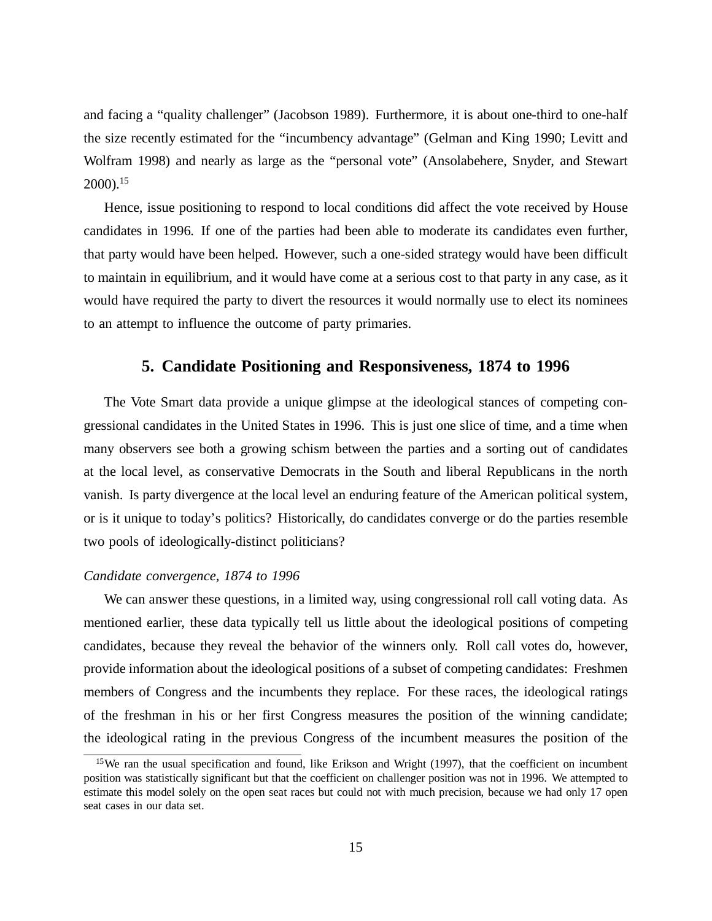and facing a "quality challenger" (Jacobson 1989). Furthermore, it is about one-third to one-half the size recently estimated for the "incumbency advantage" (Gelman and King 1990; Levitt and Wolfram 1998) and nearly as large as the "personal vote" (Ansolabehere, Snyder, and Stewart 2000).[15]

Hence, issue positioning to respond to local conditions did affect the vote received by House candidates in 1996. If one of the parties had been able to moderate its candidates even further, that party would have been helped. However, such a one-sided strategy would have been difficult to maintain in equilibrium, and it would have come at a serious cost to that party in any case, as it would have required the party to divert the resources it would normally use to elect its nominees to an attempt to influence the outcome of party primaries.

## 5. Candidate Positioning and Responsiveness, 1874 to 1996

The Vote Smart data provide a unique glimpse at the ideological stances of competing congressional candidates in the United States in 1996. This is just one slice of time, and a time when many observers see both a growing schism between the parties and a sorting out of candidates at the local level, as conservative Democrats in the South and liberal Republicans in the north vanish. Is party divergence at the local level an enduring feature of the American political system, or is it unique to today's politics? Historically, do candidates converge or do the parties resemble two pools of ideologically-distinct politicians?

*Candidate convergence, 1874 to 1996*

We can answer these questions, in a limited way, using congressional roll call voting data. As mentioned earlier, these data typically tell us little about the ideological positions of competing candidates, because they reveal the behavior of the winners only. Roll call votes do, however, provide information about the ideological positions of a subset of competing candidates: Freshmen members of Congress and the incumbents they replace. For these races, the ideological ratings of the freshman in his or her first Congress measures the position of the winning candidate; the ideological rating in the previous Congress of the incumbent measures the position of the

[15] We ran the usual specification and found, like Erikson and Wright (1997), that the coefficient on incumbent position was statistically significant but that the coefficient on challenger position was not in 1996. We attempted to estimate this model solely on the open seat races but could not with much precision, because we had only 17 open seat cases in our data set.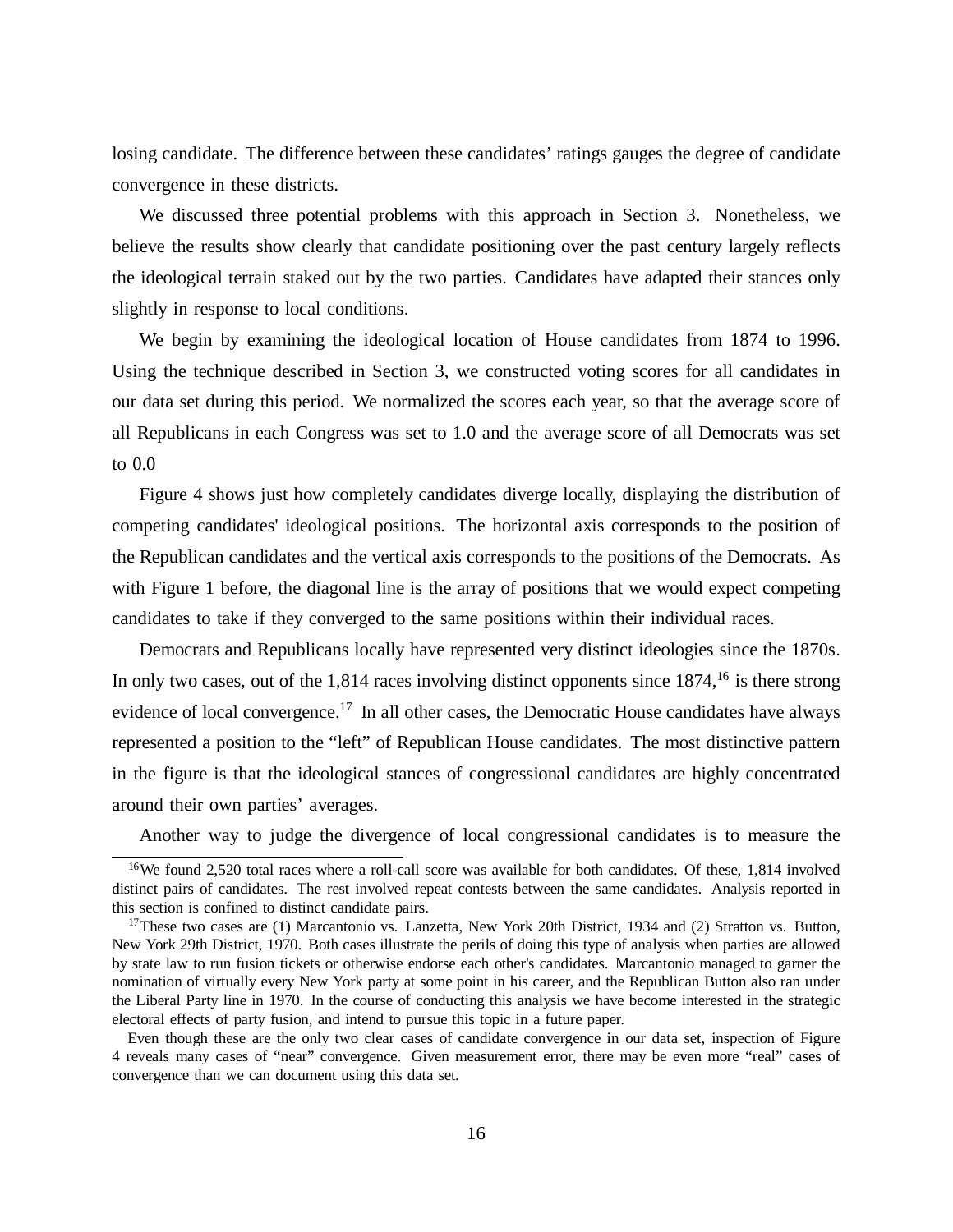losing candidate. The difference between these candidates' ratings gauges the degree of candidate convergence in these districts.

We discussed three potential problems with this approach in Section 3. Nonetheless, we believe the results show clearly that candidate positioning over the past century largely reflects the ideological terrain staked out by the two parties. Candidates have adapted their stances only slightly in response to local conditions.

We begin by examining the ideological location of House candidates from 1874 to 1996. Using the technique described in Section 3, we constructed voting scores for all candidates in our data set during this period. We normalized the scores each year, so that the average score of all Republicans in each Congress was set to 1.0 and the average score of all Democrats was set to 0.0

Figure 4 shows just how completely candidates diverge locally, displaying the distribution of competing candidates' ideological positions. The horizontal axis corresponds to the position of the Republican candidates and the vertical axis corresponds to the positions of the Democrats. As with Figure 1 before, the diagonal line is the array of positions that we would expect competing candidates to take if they converged to the same positions within their individual races.

Democrats and Republicans locally have represented very distinct ideologies since the 1870s. In only two cases, out of the 1,814 races involving distinct opponents since 1874,[16] is there strong evidence of local convergence.[17] In all other cases, the Democratic House candidates have always represented a position to the "left" of Republican House candidates. The most distinctive pattern in the figure is that the ideological stances of congressional candidates are highly concentrated around their own parties' averages.

Another way to judge the divergence of local congressional candidates is to measure the

---

[16] We found 2,520 total races where a roll-call score was available for both candidates. Of these, 1,814 involved distinct pairs of candidates. The rest involved repeat contests between the same candidates. Analysis reported in this section is confined to distinct candidate pairs.

[17] These two cases are (1) Marcantonio vs. Lanzetta, New York 20th District, 1934 and (2) Stratton vs. Button, New York 29th District, 1970. Both cases illustrate the perils of doing this type of analysis when parties are allowed by state law to run fusion tickets or otherwise endorse each other's candidates. Marcantonio managed to garner the nomination of virtually every New York party at some point in his career, and the Republican Button also ran under the Liberal Party line in 1970. In the course of conducting this analysis we have become interested in the strategic electoral effects of party fusion, and intend to pursue this topic in a future paper.

Even though these are the only two clear cases of candidate convergence in our data set, inspection of Figure 4 reveals many cases of "near" convergence. Given measurement error, there may be even more "real" cases of convergence than we can document using this data set.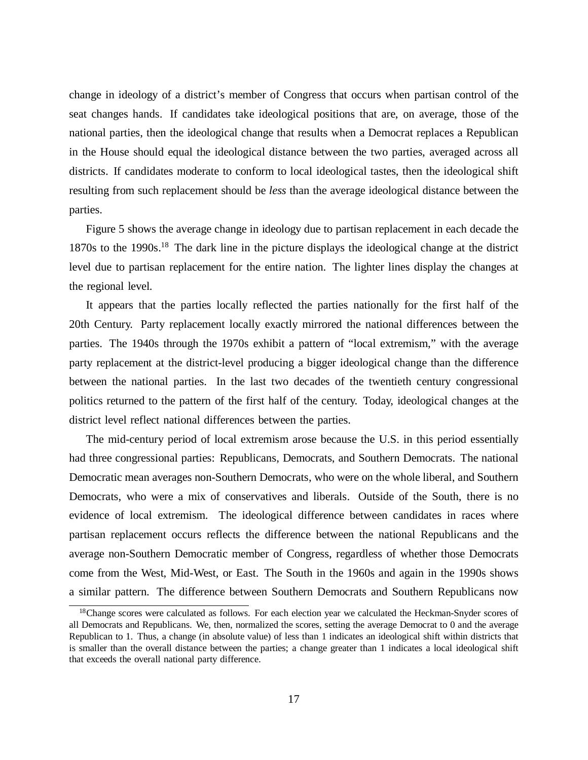change in ideology of a district's member of Congress that occurs when partisan control of the seat changes hands. If candidates take ideological positions that are, on average, those of the national parties, then the ideological change that results when a Democrat replaces a Republican in the House should equal the ideological distance between the two parties, averaged across all districts. If candidates moderate to conform to local ideological tastes, then the ideological shift resulting from such replacement should be *less* than the average ideological distance between the parties.

Figure 5 shows the average change in ideology due to partisan replacement in each decade the 1870s to the 1990s.[18] The dark line in the picture displays the ideological change at the district level due to partisan replacement for the entire nation. The lighter lines display the changes at the regional level.

It appears that the parties locally reflected the parties nationally for the first half of the 20th Century. Party replacement locally exactly mirrored the national differences between the parties. The 1940s through the 1970s exhibit a pattern of "local extremism," with the average party replacement at the district-level producing a bigger ideological change than the difference between the national parties. In the last two decades of the twentieth century congressional politics returned to the pattern of the first half of the century. Today, ideological changes at the district level reflect national differences between the parties.

The mid-century period of local extremism arose because the U.S. in this period essentially had three congressional parties: Republicans, Democrats, and Southern Democrats. The national Democratic mean averages non-Southern Democrats, who were on the whole liberal, and Southern Democrats, who were a mix of conservatives and liberals. Outside of the South, there is no evidence of local extremism. The ideological difference between candidates in races where partisan replacement occurs reflects the difference between the national Republicans and the average non-Southern Democratic member of Congress, regardless of whether those Democrats come from the West, Mid-West, or East. The South in the 1960s and again in the 1990s shows a similar pattern. The difference between Southern Democrats and Southern Republicans now

[18]Change scores were calculated as follows. For each election year we calculated the Heckman-Snyder scores of all Democrats and Republicans. We, then, normalized the scores, setting the average Democrat to 0 and the average Republican to 1. Thus, a change (in absolute value) of less than 1 indicates an ideological shift within districts that is smaller than the overall distance between the parties; a change greater than 1 indicates a local ideological shift that exceeds the overall national party difference.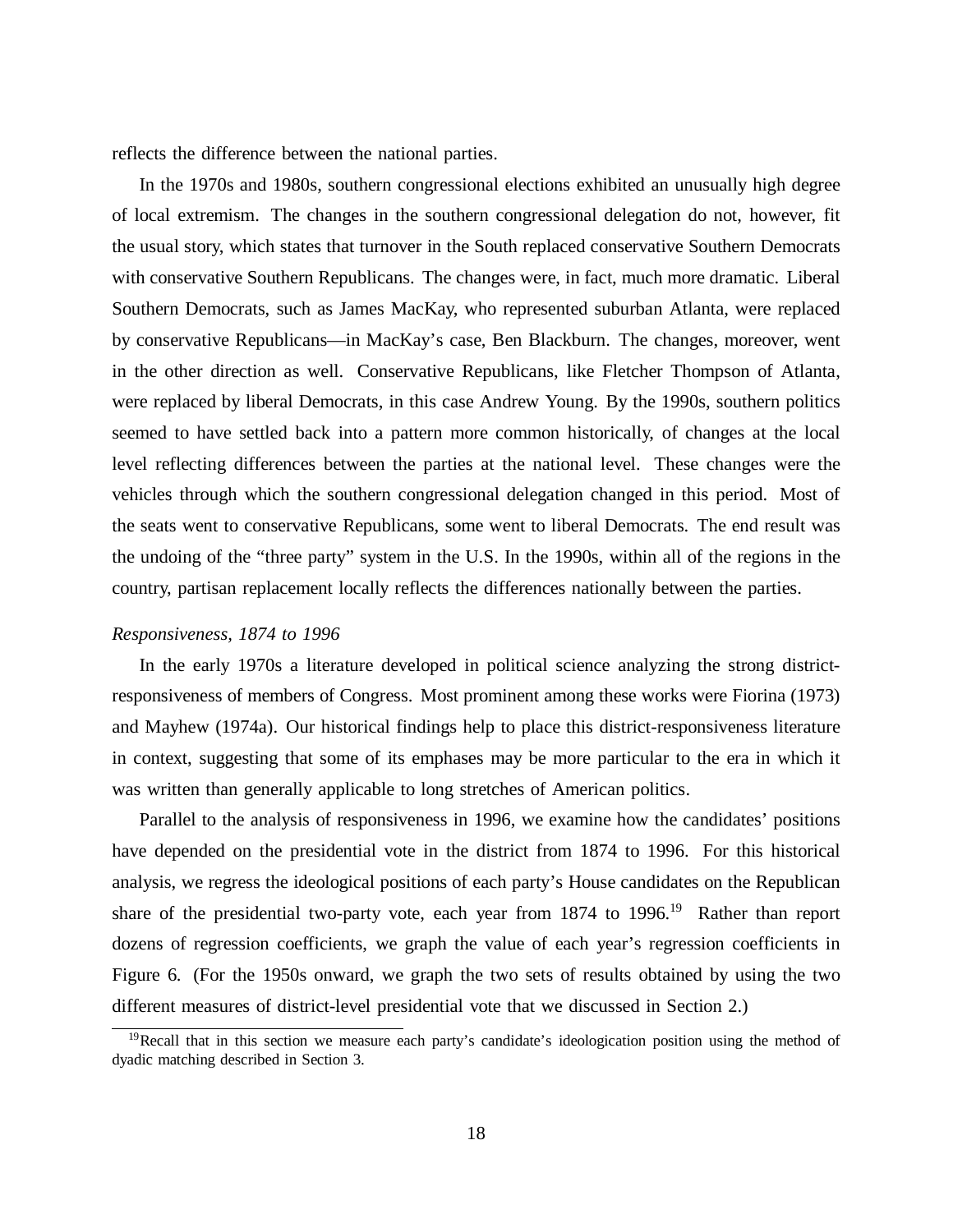reflects the difference between the national parties.

In the 1970s and 1980s, southern congressional elections exhibited an unusually high degree of local extremism. The changes in the southern congressional delegation do not, however, fit the usual story, which states that turnover in the South replaced conservative Southern Democrats with conservative Southern Republicans. The changes were, in fact, much more dramatic. Liberal Southern Democrats, such as James MacKay, who represented suburban Atlanta, were replaced by conservative Republicans—in MacKay's case, Ben Blackburn. The changes, moreover, went in the other direction as well. Conservative Republicans, like Fletcher Thompson of Atlanta, were replaced by liberal Democrats, in this case Andrew Young. By the 1990s, southern politics seemed to have settled back into a pattern more common historically, of changes at the local level reflecting differences between the parties at the national level. These changes were the vehicles through which the southern congressional delegation changed in this period. Most of the seats went to conservative Republicans, some went to liberal Democrats. The end result was the undoing of the "three party" system in the U.S. In the 1990s, within all of the regions in the country, partisan replacement locally reflects the differences nationally between the parties.

*Responsiveness, 1874 to 1996*

In the early 1970s a literature developed in political science analyzing the strong district-responsiveness of members of Congress. Most prominent among these works were Fiorina (1973) and Mayhew (1974a). Our historical findings help to place this district-responsiveness literature in context, suggesting that some of its emphases may be more particular to the era in which it was written than generally applicable to long stretches of American politics.

Parallel to the analysis of responsiveness in 1996, we examine how the candidates' positions have depended on the presidential vote in the district from 1874 to 1996. For this historical analysis, we regress the ideological positions of each party's House candidates on the Republican share of the presidential two-party vote, each year from 1874 to 1996.[19] Rather than report dozens of regression coefficients, we graph the value of each year's regression coefficients in Figure 6. (For the 1950s onward, we graph the two sets of results obtained by using the two different measures of district-level presidential vote that we discussed in Section 2.)

[19]Recall that in this section we measure each party's candidate's ideologication position using the method of dyadic matching described in Section 3.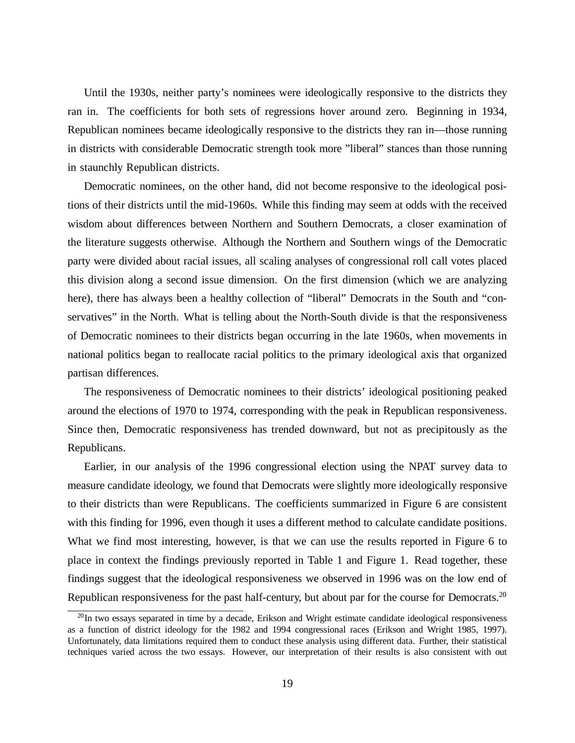Until the 1930s, neither party's nominees were ideologically responsive to the districts they ran in. The coefficients for both sets of regressions hover around zero. Beginning in 1934, Republican nominees became ideologically responsive to the districts they ran in—those running in districts with considerable Democratic strength took more "liberal" stances than those running in staunchly Republican districts.

Democratic nominees, on the other hand, did not become responsive to the ideological positions of their districts until the mid-1960s. While this finding may seem at odds with the received wisdom about differences between Northern and Southern Democrats, a closer examination of the literature suggests otherwise. Although the Northern and Southern wings of the Democratic party were divided about racial issues, all scaling analyses of congressional roll call votes placed this division along a second issue dimension. On the first dimension (which we are analyzing here), there has always been a healthy collection of "liberal" Democrats in the South and "conservatives" in the North. What is telling about the North-South divide is that the responsiveness of Democratic nominees to their districts began occurring in the late 1960s, when movements in national politics began to reallocate racial politics to the primary ideological axis that organized partisan differences.

The responsiveness of Democratic nominees to their districts' ideological positioning peaked around the elections of 1970 to 1974, corresponding with the peak in Republican responsiveness. Since then, Democratic responsiveness has trended downward, but not as precipitously as the Republicans.

Earlier, in our analysis of the 1996 congressional election using the NPAT survey data to measure candidate ideology, we found that Democrats were slightly more ideologically responsive to their districts than were Republicans. The coefficients summarized in Figure 6 are consistent with this finding for 1996, even though it uses a different method to calculate candidate positions. What we find most interesting, however, is that we can use the results reported in Figure 6 to place in context the findings previously reported in Table 1 and Figure 1. Read together, these findings suggest that the ideological responsiveness we observed in 1996 was on the low end of Republican responsiveness for the past half-century, but about par for the course for Democrats.[20]

[20] In two essays separated in time by a decade, Erikson and Wright estimate candidate ideological responsiveness as a function of district ideology for the 1982 and 1994 congressional races (Erikson and Wright 1985, 1997). Unfortunately, data limitations required them to conduct these analysis using different data. Further, their statistical techniques varied across the two essays. However, our interpretation of their results is also consistent with out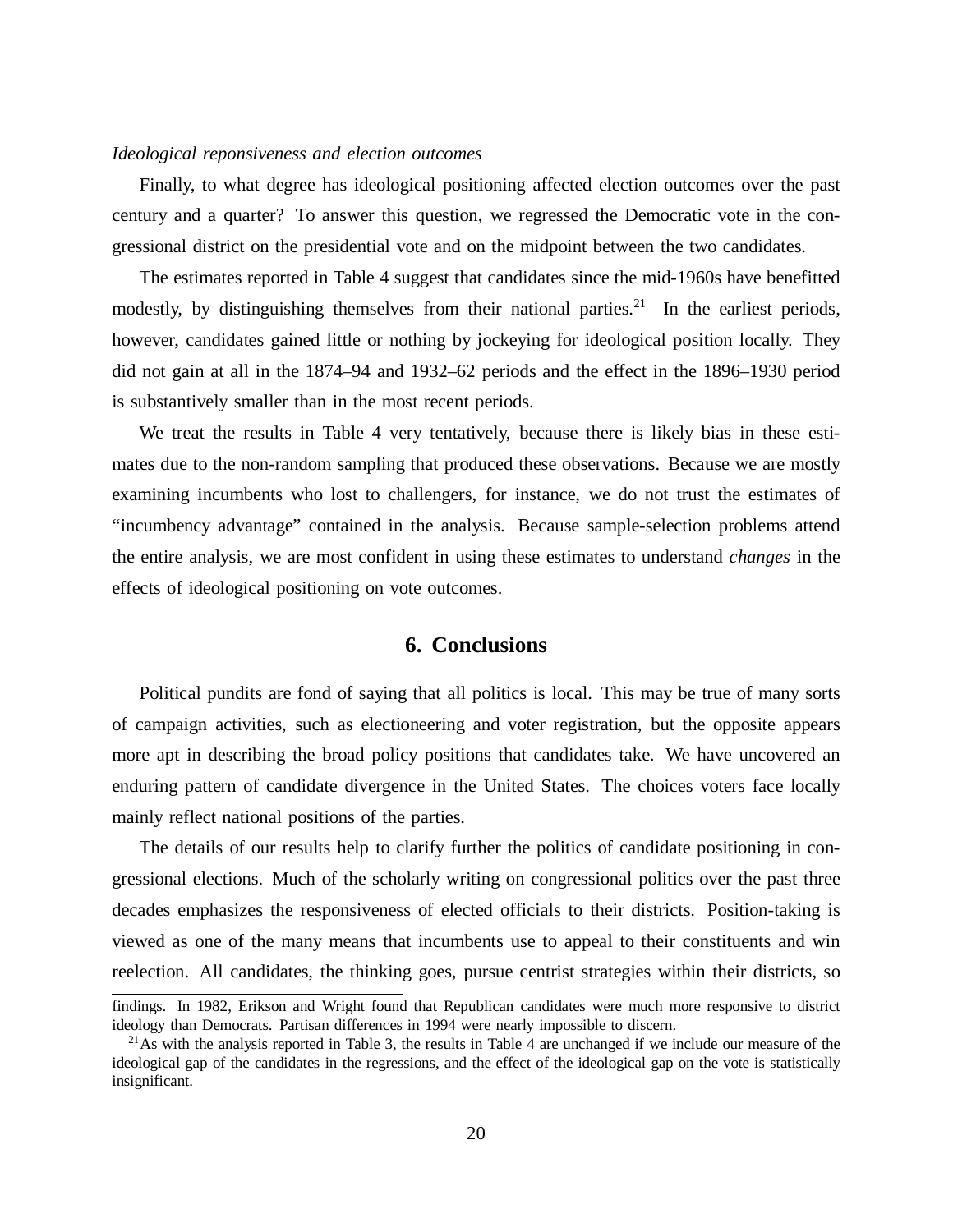*Ideological reponsiveness and election outcomes*

Finally, to what degree has ideological positioning affected election outcomes over the past century and a quarter? To answer this question, we regressed the Democratic vote in the congressional district on the presidential vote and on the midpoint between the two candidates.

The estimates reported in Table 4 suggest that candidates since the mid-1960s have benefitted modestly, by distinguishing themselves from their national parties.[21] In the earliest periods, however, candidates gained little or nothing by jockeying for ideological position locally. They did not gain at all in the 1874–94 and 1932–62 periods and the effect in the 1896–1930 period is substantively smaller than in the most recent periods.

We treat the results in Table 4 very tentatively, because there is likely bias in these estimates due to the non-random sampling that produced these observations. Because we are mostly examining incumbents who lost to challengers, for instance, we do not trust the estimates of "incumbency advantage" contained in the analysis. Because sample-selection problems attend the entire analysis, we are most confident in using these estimates to understand *changes* in the effects of ideological positioning on vote outcomes.

## 6. Conclusions

Political pundits are fond of saying that all politics is local. This may be true of many sorts of campaign activities, such as electioneering and voter registration, but the opposite appears more apt in describing the broad policy positions that candidates take. We have uncovered an enduring pattern of candidate divergence in the United States. The choices voters face locally mainly reflect national positions of the parties.

The details of our results help to clarify further the politics of candidate positioning in congressional elections. Much of the scholarly writing on congressional politics over the past three decades emphasizes the responsiveness of elected officials to their districts. Position-taking is viewed as one of the many means that incumbents use to appeal to their constituents and win reelection. All candidates, the thinking goes, pursue centrist strategies within their districts, so

findings. In 1982, Erikson and Wright found that Republican candidates were much more responsive to district ideology than Democrats. Partisan differences in 1994 were nearly impossible to discern.

[21] As with the analysis reported in Table 3, the results in Table 4 are unchanged if we include our measure of the ideological gap of the candidates in the regressions, and the effect of the ideological gap on the vote is statistically insignificant.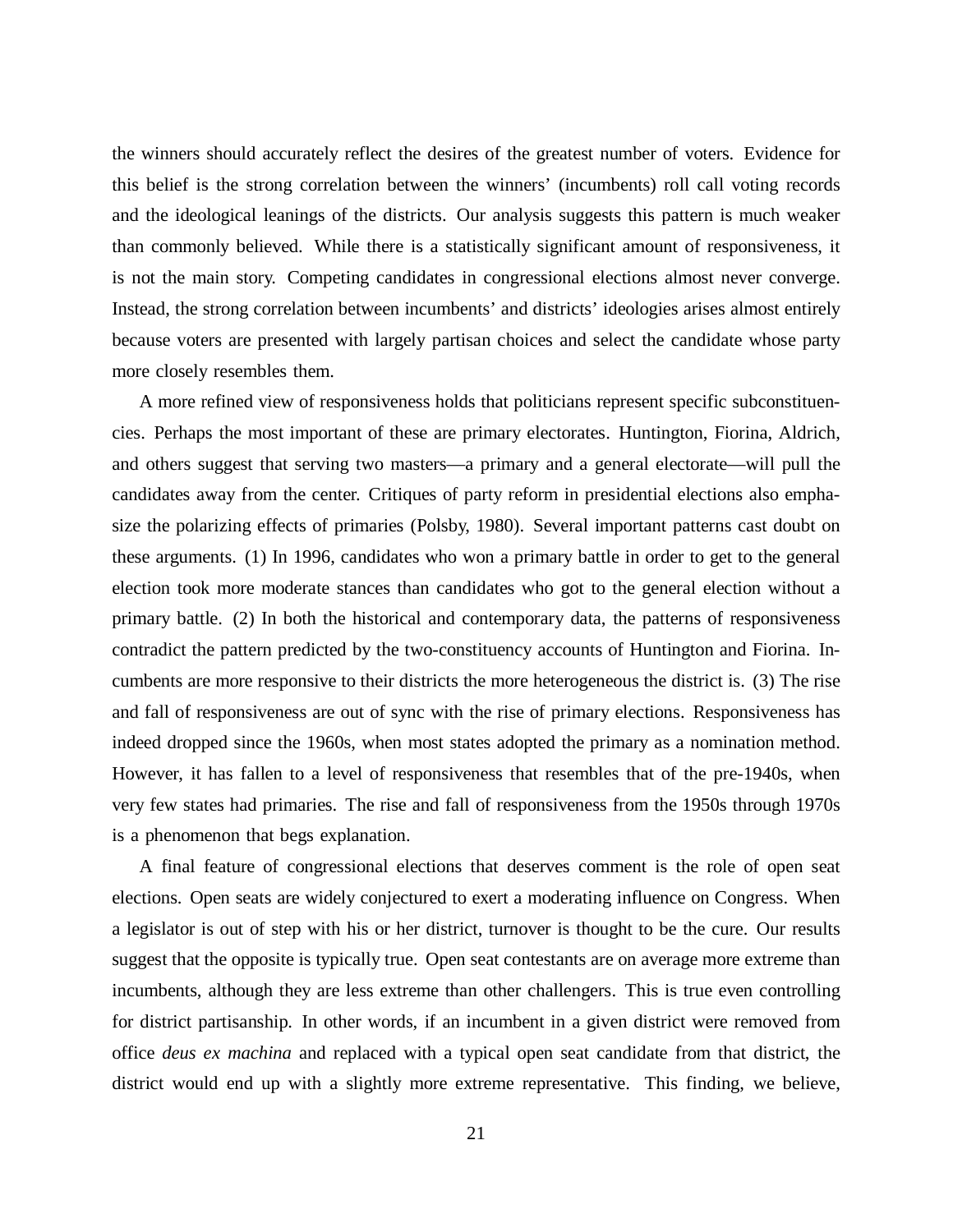the winners should accurately reflect the desires of the greatest number of voters. Evidence for this belief is the strong correlation between the winners' (incumbents) roll call voting records and the ideological leanings of the districts. Our analysis suggests this pattern is much weaker than commonly believed. While there is a statistically significant amount of responsiveness, it is not the main story. Competing candidates in congressional elections almost never converge. Instead, the strong correlation between incumbents' and districts' ideologies arises almost entirely because voters are presented with largely partisan choices and select the candidate whose party more closely resembles them.

A more refined view of responsiveness holds that politicians represent specific subconstituencies. Perhaps the most important of these are primary electorates. Huntington, Fiorina, Aldrich, and others suggest that serving two masters—a primary and a general electorate—will pull the candidates away from the center. Critiques of party reform in presidential elections also emphasize the polarizing effects of primaries (Polsby, 1980). Several important patterns cast doubt on these arguments. (1) In 1996, candidates who won a primary battle in order to get to the general election took more moderate stances than candidates who got to the general election without a primary battle. (2) In both the historical and contemporary data, the patterns of responsiveness contradict the pattern predicted by the two-constituency accounts of Huntington and Fiorina. Incumbents are more responsive to their districts the more heterogeneous the district is. (3) The rise and fall of responsiveness are out of sync with the rise of primary elections. Responsiveness has indeed dropped since the 1960s, when most states adopted the primary as a nomination method. However, it has fallen to a level of responsiveness that resembles that of the pre-1940s, when very few states had primaries. The rise and fall of responsiveness from the 1950s through 1970s is a phenomenon that begs explanation.

A final feature of congressional elections that deserves comment is the role of open seat elections. Open seats are widely conjectured to exert a moderating influence on Congress. When a legislator is out of step with his or her district, turnover is thought to be the cure. Our results suggest that the opposite is typically true. Open seat contestants are on average more extreme than incumbents, although they are less extreme than other challengers. This is true even controlling for district partisanship. In other words, if an incumbent in a given district were removed from office *deus ex machina* and replaced with a typical open seat candidate from that district, the district would end up with a slightly more extreme representative. This finding, we believe,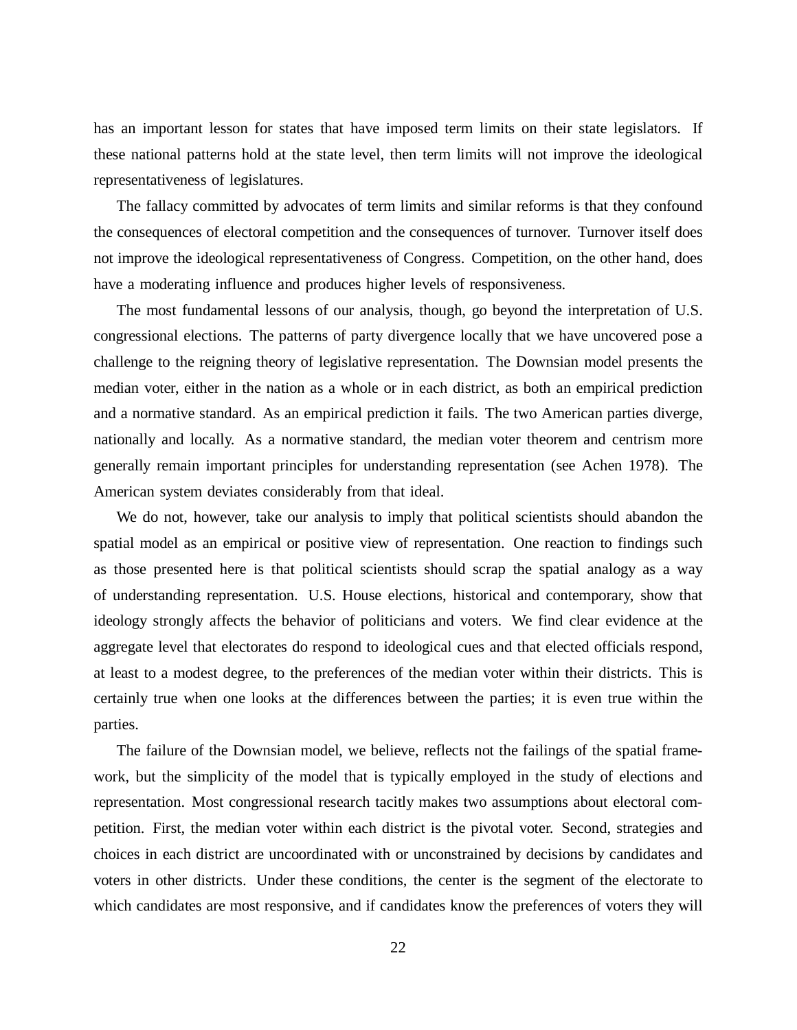has an important lesson for states that have imposed term limits on their state legislators. If these national patterns hold at the state level, then term limits will not improve the ideological representativeness of legislatures.

The fallacy committed by advocates of term limits and similar reforms is that they confound the consequences of electoral competition and the consequences of turnover. Turnover itself does not improve the ideological representativeness of Congress. Competition, on the other hand, does have a moderating influence and produces higher levels of responsiveness.

The most fundamental lessons of our analysis, though, go beyond the interpretation of U.S. congressional elections. The patterns of party divergence locally that we have uncovered pose a challenge to the reigning theory of legislative representation. The Downsian model presents the median voter, either in the nation as a whole or in each district, as both an empirical prediction and a normative standard. As an empirical prediction it fails. The two American parties diverge, nationally and locally. As a normative standard, the median voter theorem and centrism more generally remain important principles for understanding representation (see Achen 1978). The American system deviates considerably from that ideal.

We do not, however, take our analysis to imply that political scientists should abandon the spatial model as an empirical or positive view of representation. One reaction to findings such as those presented here is that political scientists should scrap the spatial analogy as a way of understanding representation. U.S. House elections, historical and contemporary, show that ideology strongly affects the behavior of politicians and voters. We find clear evidence at the aggregate level that electorates do respond to ideological cues and that elected officials respond, at least to a modest degree, to the preferences of the median voter within their districts. This is certainly true when one looks at the differences between the parties; it is even true within the parties.

The failure of the Downsian model, we believe, reflects not the failings of the spatial framework, but the simplicity of the model that is typically employed in the study of elections and representation. Most congressional research tacitly makes two assumptions about electoral competition. First, the median voter within each district is the pivotal voter. Second, strategies and choices in each district are uncoordinated with or unconstrained by decisions by candidates and voters in other districts. Under these conditions, the center is the segment of the electorate to which candidates are most responsive, and if candidates know the preferences of voters they will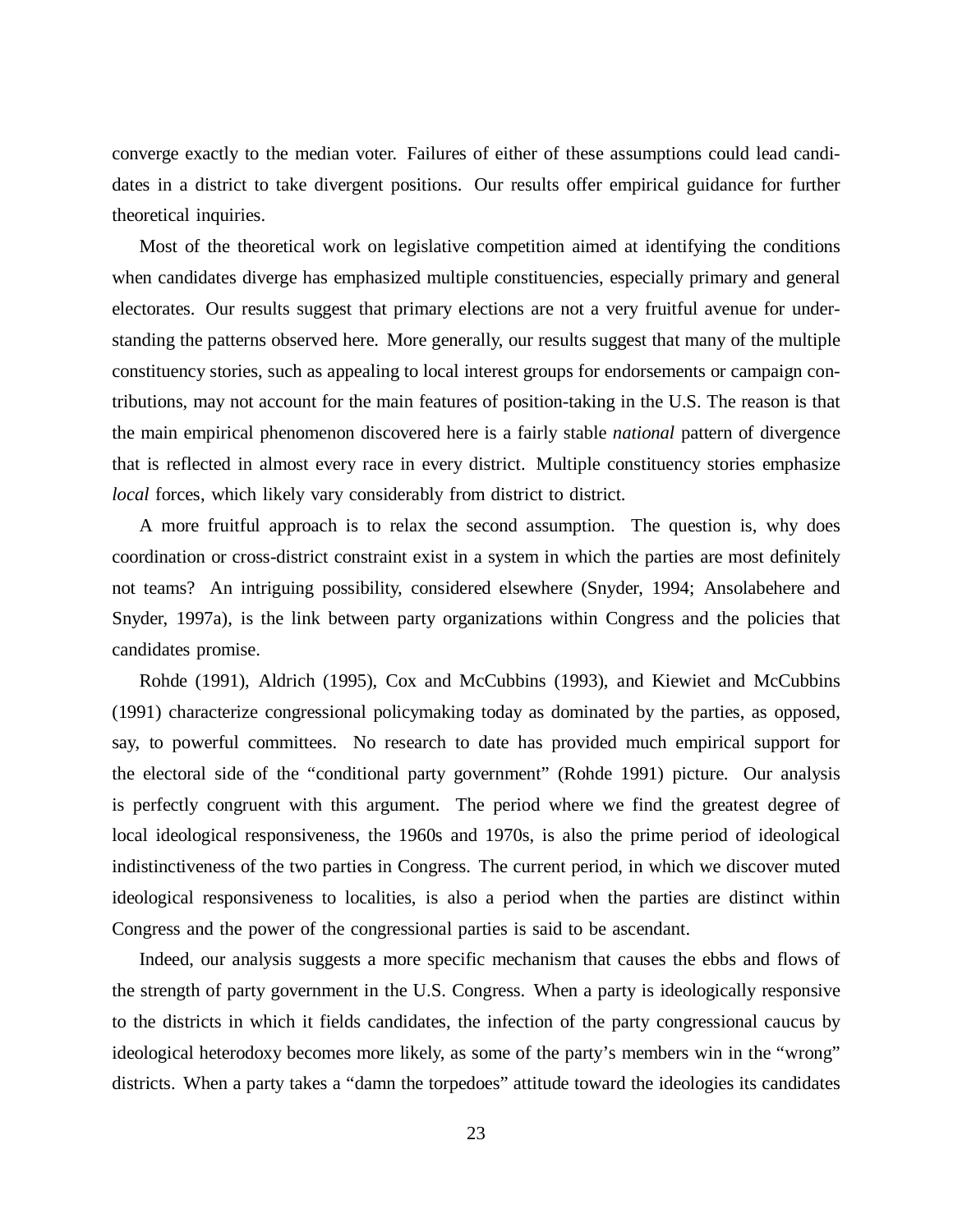converge exactly to the median voter. Failures of either of these assumptions could lead candidates in a district to take divergent positions. Our results offer empirical guidance for further theoretical inquiries.

Most of the theoretical work on legislative competition aimed at identifying the conditions when candidates diverge has emphasized multiple constituencies, especially primary and general electorates. Our results suggest that primary elections are not a very fruitful avenue for understanding the patterns observed here. More generally, our results suggest that many of the multiple constituency stories, such as appealing to local interest groups for endorsements or campaign contributions, may not account for the main features of position-taking in the U.S. The reason is that the main empirical phenomenon discovered here is a fairly stable *national* pattern of divergence that is reflected in almost every race in every district. Multiple constituency stories emphasize *local* forces, which likely vary considerably from district to district.

A more fruitful approach is to relax the second assumption. The question is, why does coordination or cross-district constraint exist in a system in which the parties are most definitely not teams? An intriguing possibility, considered elsewhere (Snyder, 1994; Ansolabehere and Snyder, 1997a), is the link between party organizations within Congress and the policies that candidates promise.

Rohde (1991), Aldrich (1995), Cox and McCubbins (1993), and Kiewiet and McCubbins (1991) characterize congressional policymaking today as dominated by the parties, as opposed, say, to powerful committees. No research to date has provided much empirical support for the electoral side of the "conditional party government" (Rohde 1991) picture. Our analysis is perfectly congruent with this argument. The period where we find the greatest degree of local ideological responsiveness, the 1960s and 1970s, is also the prime period of ideological indistinctiveness of the two parties in Congress. The current period, in which we discover muted ideological responsiveness to localities, is also a period when the parties are distinct within Congress and the power of the congressional parties is said to be ascendant.

Indeed, our analysis suggests a more specific mechanism that causes the ebbs and flows of the strength of party government in the U.S. Congress. When a party is ideologically responsive to the districts in which it fields candidates, the infection of the party congressional caucus by ideological heterodoxy becomes more likely, as some of the party's members win in the "wrong" districts. When a party takes a "damn the torpedoes" attitude toward the ideologies its candidates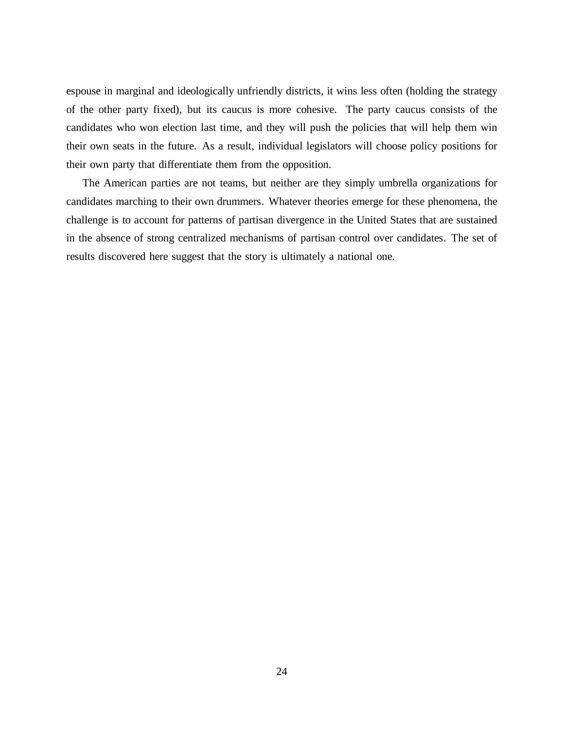espouse in marginal and ideologically unfriendly districts, it wins less often (holding the strategy of the other party fixed), but its caucus is more cohesive. The party caucus consists of the candidates who won election last time, and they will push the policies that will help them win their own seats in the future. As a result, individual legislators will choose policy positions for their own party that differentiate them from the opposition.

The American parties are not teams, but neither are they simply umbrella organizations for candidates marching to their own drummers. Whatever theories emerge for these phenomena, the challenge is to account for patterns of partisan divergence in the United States that are sustained in the absence of strong centralized mechanisms of partisan control over candidates. The set of results discovered here suggest that the story is ultimately a national one.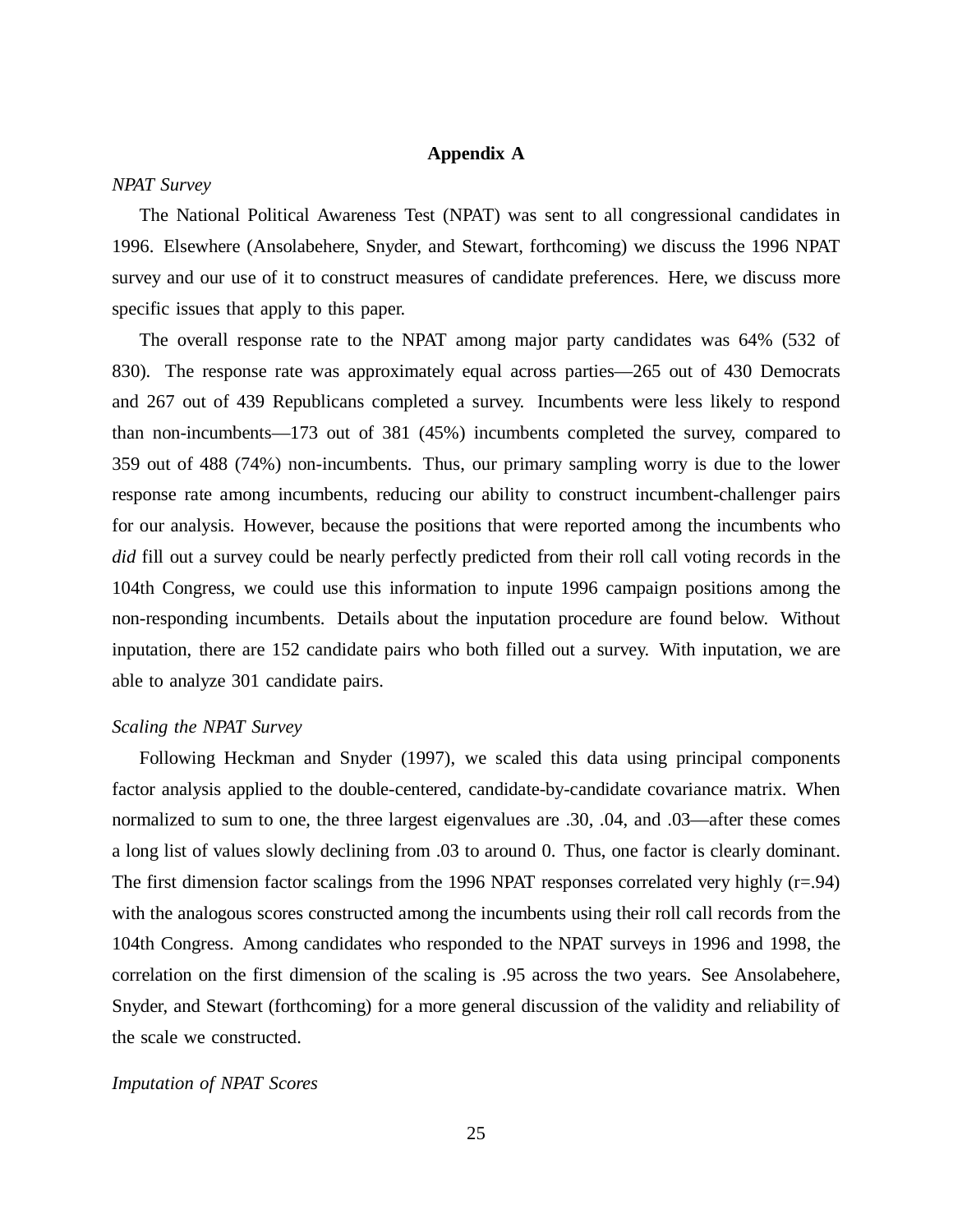## Appendix A

*NPAT Survey*

The National Political Awareness Test (NPAT) was sent to all congressional candidates in 1996. Elsewhere (Ansolabehere, Snyder, and Stewart, forthcoming) we discuss the 1996 NPAT survey and our use of it to construct measures of candidate preferences. Here, we discuss more specific issues that apply to this paper.

The overall response rate to the NPAT among major party candidates was 64% (532 of 830). The response rate was approximately equal across parties—265 out of 430 Democrats and 267 out of 439 Republicans completed a survey. Incumbents were less likely to respond than non-incumbents—173 out of 381 (45%) incumbents completed the survey, compared to 359 out of 488 (74%) non-incumbents. Thus, our primary sampling worry is due to the lower response rate among incumbents, reducing our ability to construct incumbent-challenger pairs for our analysis. However, because the positions that were reported among the incumbents who *did* fill out a survey could be nearly perfectly predicted from their roll call voting records in the 104th Congress, we could use this information to inpute 1996 campaign positions among the non-responding incumbents. Details about the inputation procedure are found below. Without inputation, there are 152 candidate pairs who both filled out a survey. With inputation, we are able to analyze 301 candidate pairs.

*Scaling the NPAT Survey*

Following Heckman and Snyder (1997), we scaled this data using principal components factor analysis applied to the double-centered, candidate-by-candidate covariance matrix. When normalized to sum to one, the three largest eigenvalues are .30, .04, and .03—after these comes a long list of values slowly declining from .03 to around 0. Thus, one factor is clearly dominant. The first dimension factor scalings from the 1996 NPAT responses correlated very highly (r=.94) with the analogous scores constructed among the incumbents using their roll call records from the 104th Congress. Among candidates who responded to the NPAT surveys in 1996 and 1998, the correlation on the first dimension of the scaling is .95 across the two years. See Ansolabehere, Snyder, and Stewart (forthcoming) for a more general discussion of the validity and reliability of the scale we constructed.

*Imputation of NPAT Scores*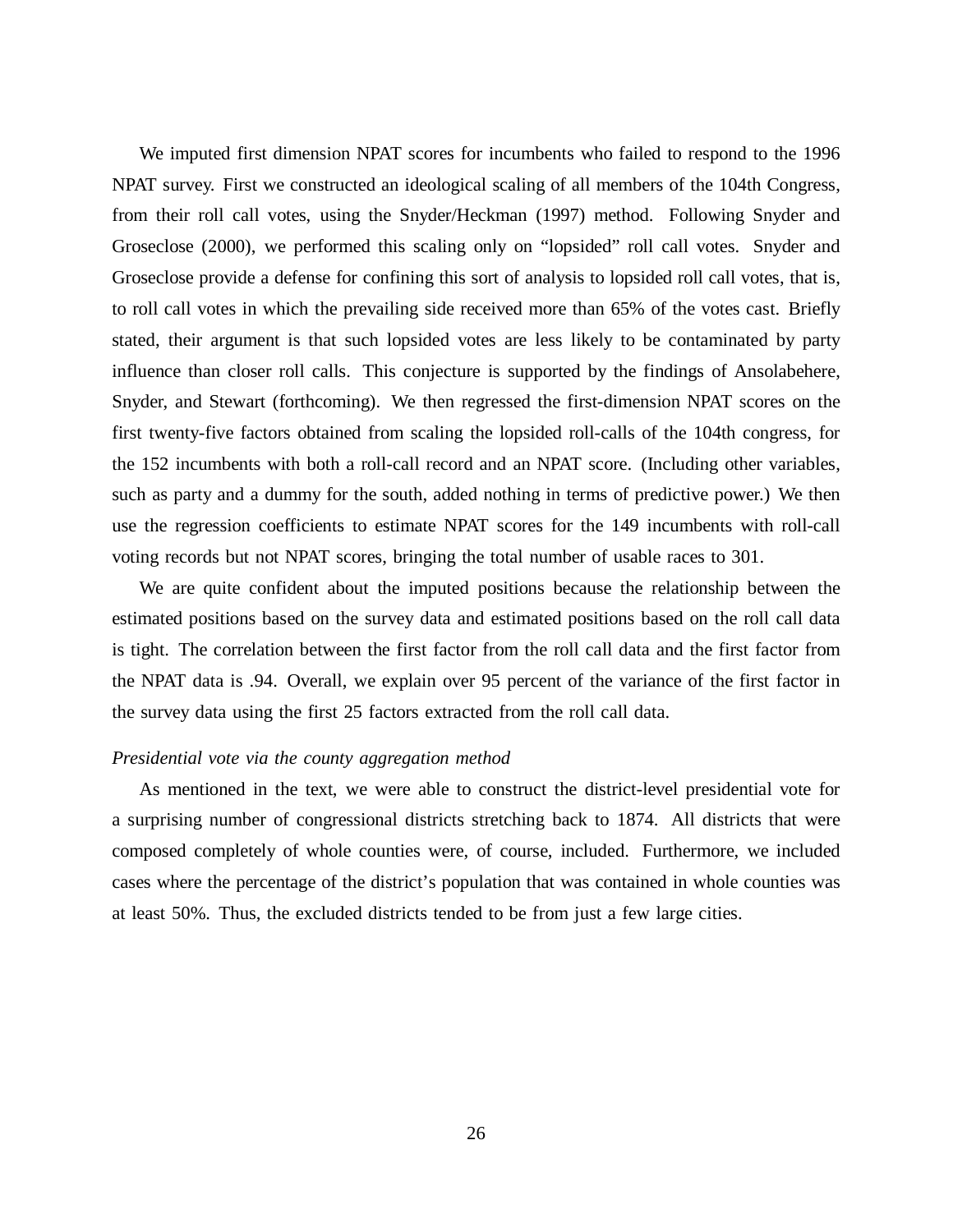We imputed first dimension NPAT scores for incumbents who failed to respond to the 1996 NPAT survey. First we constructed an ideological scaling of all members of the 104th Congress, from their roll call votes, using the Snyder/Heckman (1997) method. Following Snyder and Groseclose (2000), we performed this scaling only on "lopsided" roll call votes. Snyder and Groseclose provide a defense for confining this sort of analysis to lopsided roll call votes, that is, to roll call votes in which the prevailing side received more than 65% of the votes cast. Briefly stated, their argument is that such lopsided votes are less likely to be contaminated by party influence than closer roll calls. This conjecture is supported by the findings of Ansolabehere, Snyder, and Stewart (forthcoming). We then regressed the first-dimension NPAT scores on the first twenty-five factors obtained from scaling the lopsided roll-calls of the 104th congress, for the 152 incumbents with both a roll-call record and an NPAT score. (Including other variables, such as party and a dummy for the south, added nothing in terms of predictive power.) We then use the regression coefficients to estimate NPAT scores for the 149 incumbents with roll-call voting records but not NPAT scores, bringing the total number of usable races to 301.

We are quite confident about the imputed positions because the relationship between the estimated positions based on the survey data and estimated positions based on the roll call data is tight. The correlation between the first factor from the roll call data and the first factor from the NPAT data is .94. Overall, we explain over 95 percent of the variance of the first factor in the survey data using the first 25 factors extracted from the roll call data.

*Presidential vote via the county aggregation method*

As mentioned in the text, we were able to construct the district-level presidential vote for a surprising number of congressional districts stretching back to 1874. All districts that were composed completely of whole counties were, of course, included. Furthermore, we included cases where the percentage of the district's population that was contained in whole counties was at least 50%. Thus, the excluded districts tended to be from just a few large cities.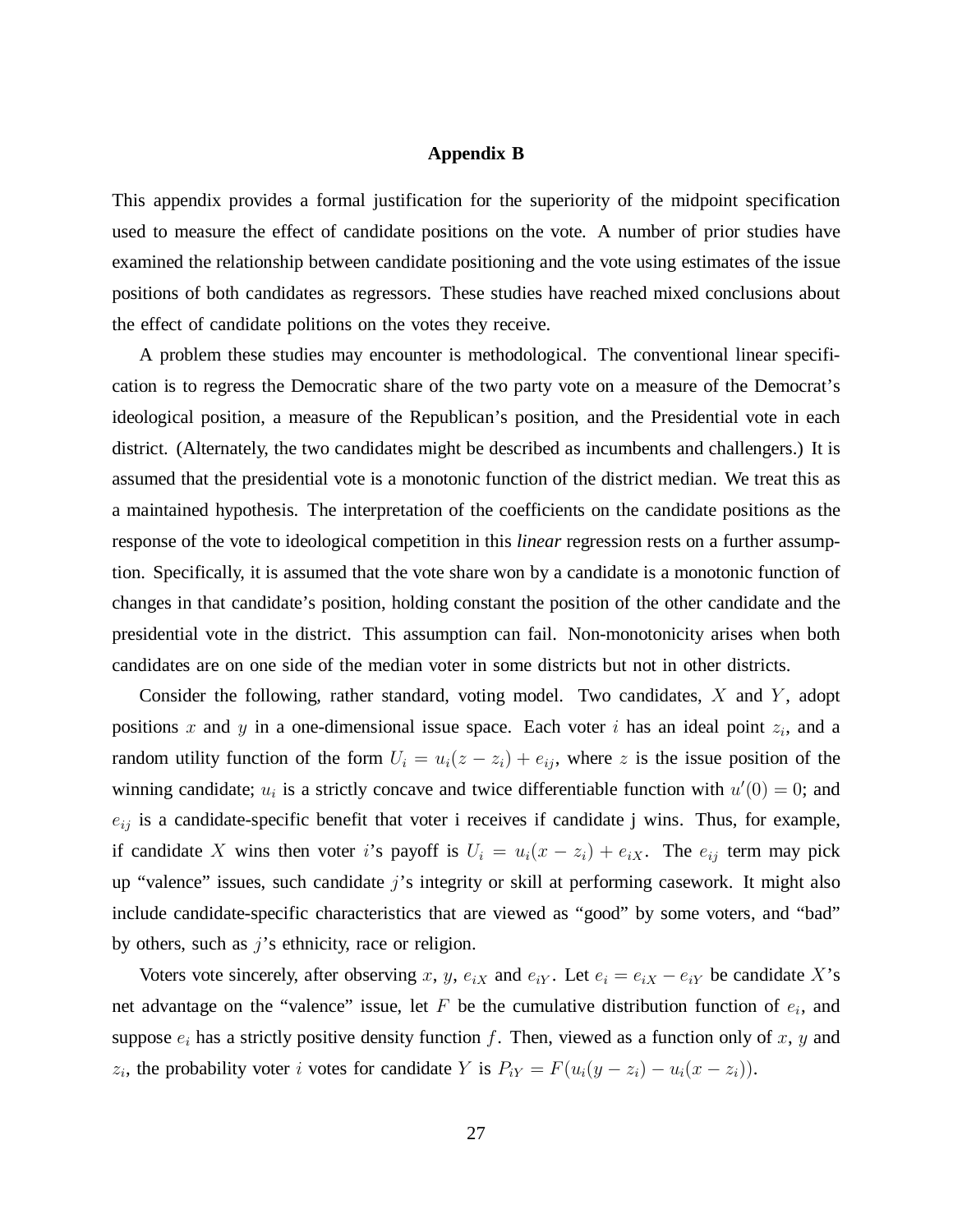## Appendix B

This appendix provides a formal justification for the superiority of the midpoint specification used to measure the effect of candidate positions on the vote. A number of prior studies have examined the relationship between candidate positioning and the vote using estimates of the issue positions of both candidates as regressors. These studies have reached mixed conclusions about the effect of candidate politions on the votes they receive.

A problem these studies may encounter is methodological. The conventional linear specification is to regress the Democratic share of the two party vote on a measure of the Democrat's ideological position, a measure of the Republican's position, and the Presidential vote in each district. (Alternately, the two candidates might be described as incumbents and challengers.) It is assumed that the presidential vote is a monotonic function of the district median. We treat this as a maintained hypothesis. The interpretation of the coefficients on the candidate positions as the response of the vote to ideological competition in this *linear* regression rests on a further assumption. Specifically, it is assumed that the vote share won by a candidate is a monotonic function of changes in that candidate's position, holding constant the position of the other candidate and the presidential vote in the district. This assumption can fail. Non-monotonicity arises when both candidates are on one side of the median voter in some districts but not in other districts.

Consider the following, rather standard, voting model. Two candidates, $X$ and $Y$, adopt positions $x$ and $y$ in a one-dimensional issue space. Each voter $i$ has an ideal point $z_i$, and a random utility function of the form $U_i = u_i(z - z_i) + e_{ij}$, where $z$ is the issue position of the winning candidate; $u_i$ is a strictly concave and twice differentiable function with $u'(0) = 0$; and $e_{ij}$ is a candidate-specific benefit that voter i receives if candidate j wins. Thus, for example, if candidate $X$ wins then voter $i$'s payoff is $U_i = u_i(x - z_i) + e_{iX}$. The $e_{ij}$ term may pick up "valence" issues, such candidate $j$'s integrity or skill at performing casework. It might also include candidate-specific characteristics that are viewed as "good" by some voters, and "bad" by others, such as $j$'s ethnicity, race or religion.

Voters vote sincerely, after observing $x$, $y$, $e_{iX}$ and $e_{iY}$. Let $e_i = e_{iX} - e_{iY}$ be candidate $X$'s net advantage on the "valence" issue, let $F$ be the cumulative distribution function of $e_i$, and suppose $e_i$ has a strictly positive density function $f$. Then, viewed as a function only of $x$, $y$ and $z_i$, the probability voter $i$ votes for candidate $Y$ is $P_{iY} = F(u_i(y - z_i) - u_i(x - z_i))$.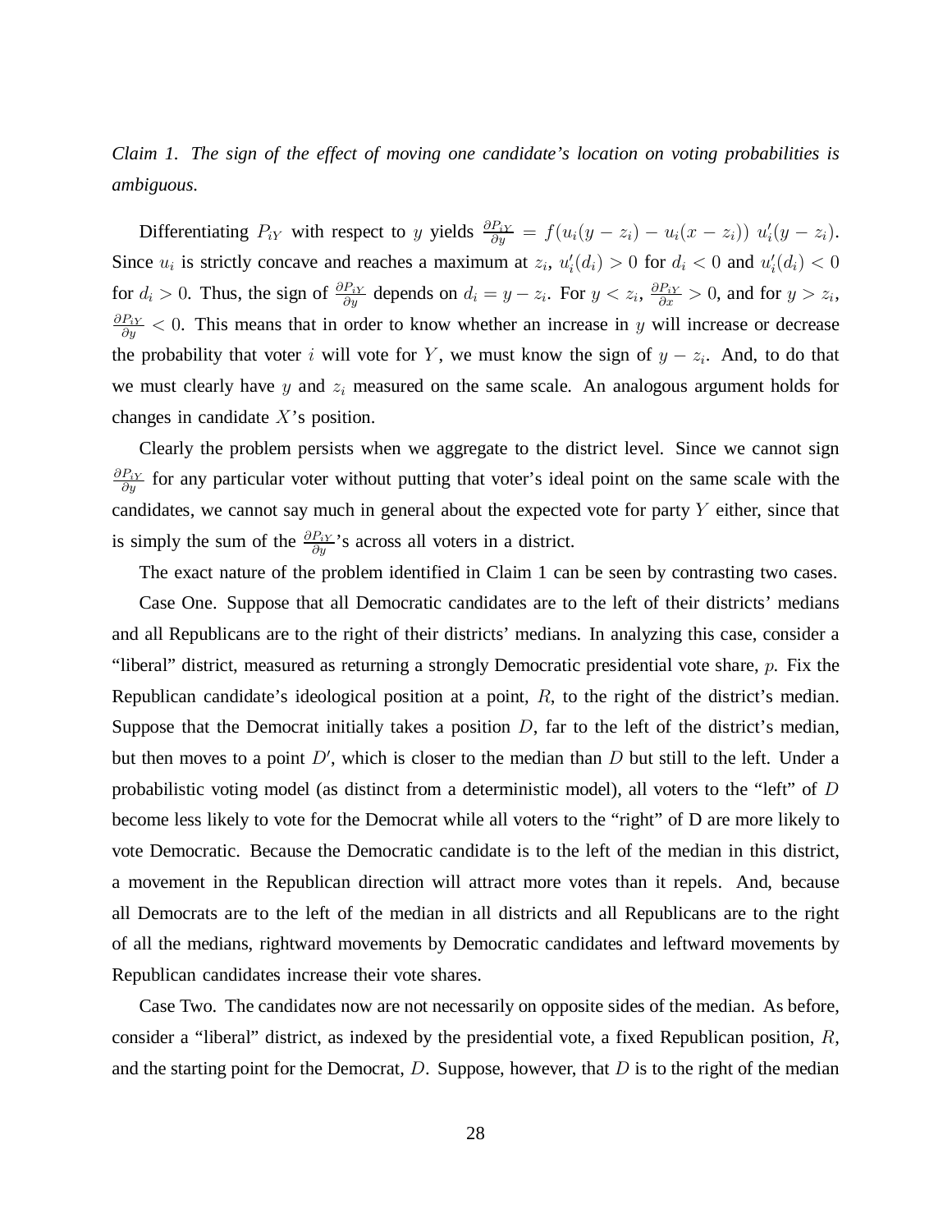*Claim 1. The sign of the effect of moving one candidate's location on voting probabilities is ambiguous.*

Differentiating $P_{iY}$ with respect to $y$ yields $\frac{\partial P_{iY}}{\partial y} = f(u_i(y - z_i) - u_i(x - z_i))\ u_i'(y - z_i)$. Since $u_i$ is strictly concave and reaches a maximum at $z_i$, $u_i'(d_i) > 0$ for $d_i < 0$ and $u_i'(d_i) < 0$ for $d_i > 0$. Thus, the sign of $\frac{\partial P_{iY}}{\partial y}$ depends on $d_i = y - z_i$. For $y < z_i$, $\frac{\partial P_{iY}}{\partial x} > 0$, and for $y > z_i$, $\frac{\partial P_{iY}}{\partial y} < 0$. This means that in order to know whether an increase in $y$ will increase or decrease the probability that voter $i$ will vote for $Y$, we must know the sign of $y - z_i$. And, to do that we must clearly have $y$ and $z_i$ measured on the same scale. An analogous argument holds for changes in candidate $X$'s position.

Clearly the problem persists when we aggregate to the district level. Since we cannot sign $\frac{\partial P_{iY}}{\partial y}$ for any particular voter without putting that voter's ideal point on the same scale with the candidates, we cannot say much in general about the expected vote for party $Y$ either, since that is simply the sum of the $\frac{\partial P_{iY}}{\partial y}$'s across all voters in a district.

The exact nature of the problem identified in Claim 1 can be seen by contrasting two cases.

Case One. Suppose that all Democratic candidates are to the left of their districts' medians and all Republicans are to the right of their districts' medians. In analyzing this case, consider a "liberal" district, measured as returning a strongly Democratic presidential vote share, $p$. Fix the Republican candidate's ideological position at a point, $R$, to the right of the district's median. Suppose that the Democrat initially takes a position $D$, far to the left of the district's median, but then moves to a point $D'$, which is closer to the median than $D$ but still to the left. Under a probabilistic voting model (as distinct from a deterministic model), all voters to the "left" of $D$ become less likely to vote for the Democrat while all voters to the "right" of D are more likely to vote Democratic. Because the Democratic candidate is to the left of the median in this district, a movement in the Republican direction will attract more votes than it repels. And, because all Democrats are to the left of the median in all districts and all Republicans are to the right of all the medians, rightward movements by Democratic candidates and leftward movements by Republican candidates increase their vote shares.

Case Two. The candidates now are not necessarily on opposite sides of the median. As before, consider a "liberal" district, as indexed by the presidential vote, a fixed Republican position, $R$, and the starting point for the Democrat, $D$. Suppose, however, that $D$ is to the right of the median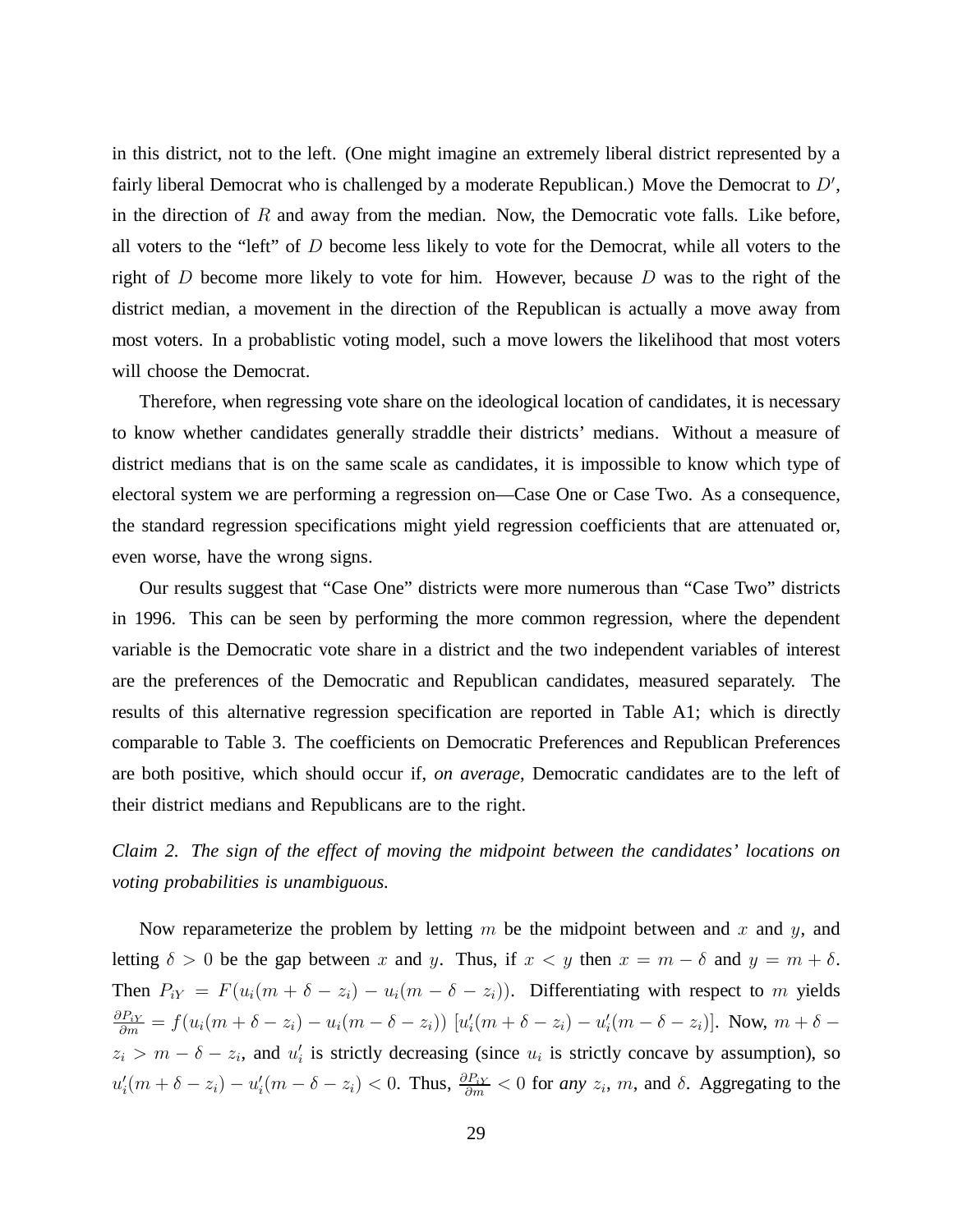in this district, not to the left. (One might imagine an extremely liberal district represented by a fairly liberal Democrat who is challenged by a moderate Republican.) Move the Democrat to $D'$, in the direction of $R$ and away from the median. Now, the Democratic vote falls. Like before, all voters to the "left" of $D$ become less likely to vote for the Democrat, while all voters to the right of $D$ become more likely to vote for him. However, because $D$ was to the right of the district median, a movement in the direction of the Republican is actually a move away from most voters. In a probablistic voting model, such a move lowers the likelihood that most voters will choose the Democrat.

Therefore, when regressing vote share on the ideological location of candidates, it is necessary to know whether candidates generally straddle their districts' medians. Without a measure of district medians that is on the same scale as candidates, it is impossible to know which type of electoral system we are performing a regression on—Case One or Case Two. As a consequence, the standard regression specifications might yield regression coefficients that are attenuated or, even worse, have the wrong signs.

Our results suggest that "Case One" districts were more numerous than "Case Two" districts in 1996. This can be seen by performing the more common regression, where the dependent variable is the Democratic vote share in a district and the two independent variables of interest are the preferences of the Democratic and Republican candidates, measured separately. The results of this alternative regression specification are reported in Table A1; which is directly comparable to Table 3. The coefficients on Democratic Preferences and Republican Preferences are both positive, which should occur if, *on average*, Democratic candidates are to the left of their district medians and Republicans are to the right.

*Claim 2. The sign of the effect of moving the midpoint between the candidates' locations on voting probabilities is unambiguous.*

Now reparameterize the problem by letting $m$ be the midpoint between and $x$ and $y$, and letting $\delta > 0$ be the gap between $x$ and $y$. Thus, if $x < y$ then $x = m - \delta$ and $y = m + \delta$. Then $P_{iY} = F(u_i(m + \delta - z_i) - u_i(m - \delta - z_i))$. Differentiating with respect to $m$ yields $\frac{\partial P_{iY}}{\partial m} = f(u_i(m + \delta - z_i) - u_i(m - \delta - z_i))\ [u_i'(m + \delta - z_i) - u_i'(m - \delta - z_i)]$. Now, $m + \delta - z_i > m - \delta - z_i$, and $u_i'$ is strictly decreasing (since $u_i$ is strictly concave by assumption), so $u_i'(m + \delta - z_i) - u_i'(m - \delta - z_i) < 0$. Thus, $\frac{\partial P_{iY}}{\partial m} < 0$ for *any* $z_i$, $m$, and $\delta$. Aggregating to the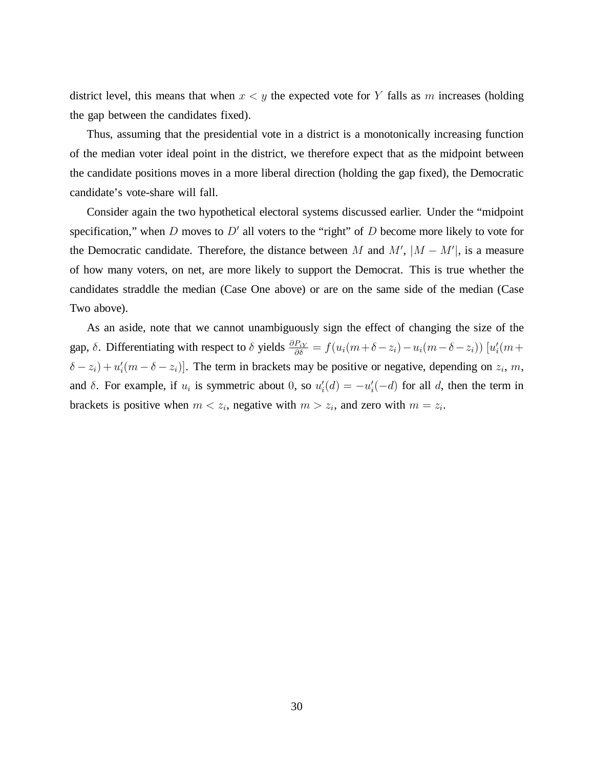district level, this means that when $x < y$ the expected vote for $Y$ falls as $m$ increases (holding the gap between the candidates fixed).

Thus, assuming that the presidential vote in a district is a monotonically increasing function of the median voter ideal point in the district, we therefore expect that as the midpoint between the candidate positions moves in a more liberal direction (holding the gap fixed), the Democratic candidate's vote-share will fall.

Consider again the two hypothetical electoral systems discussed earlier. Under the "midpoint specification," when $D$ moves to $D'$ all voters to the "right" of $D$ become more likely to vote for the Democratic candidate. Therefore, the distance between $M$ and $M'$, $|M - M'|$, is a measure of how many voters, on net, are more likely to support the Democrat. This is true whether the candidates straddle the median (Case One above) or are on the same side of the median (Case Two above).

As an aside, note that we cannot unambiguously sign the effect of changing the size of the gap, $\delta$. Differentiating with respect to $\delta$ yields $\frac{\partial P_{iY}}{\partial \delta} = f(u_i(m+\delta-z_i) - u_i(m-\delta-z_i))\,[u_i'(m+\delta-z_i) + u_i'(m-\delta-z_i)]$. The term in brackets may be positive or negative, depending on $z_i$, $m$, and $\delta$. For example, if $u_i$ is symmetric about $0$, so $u_i'(d) = -u_i'(-d)$ for all $d$, then the term in brackets is positive when $m < z_i$, negative with $m > z_i$, and zero with $m = z_i$.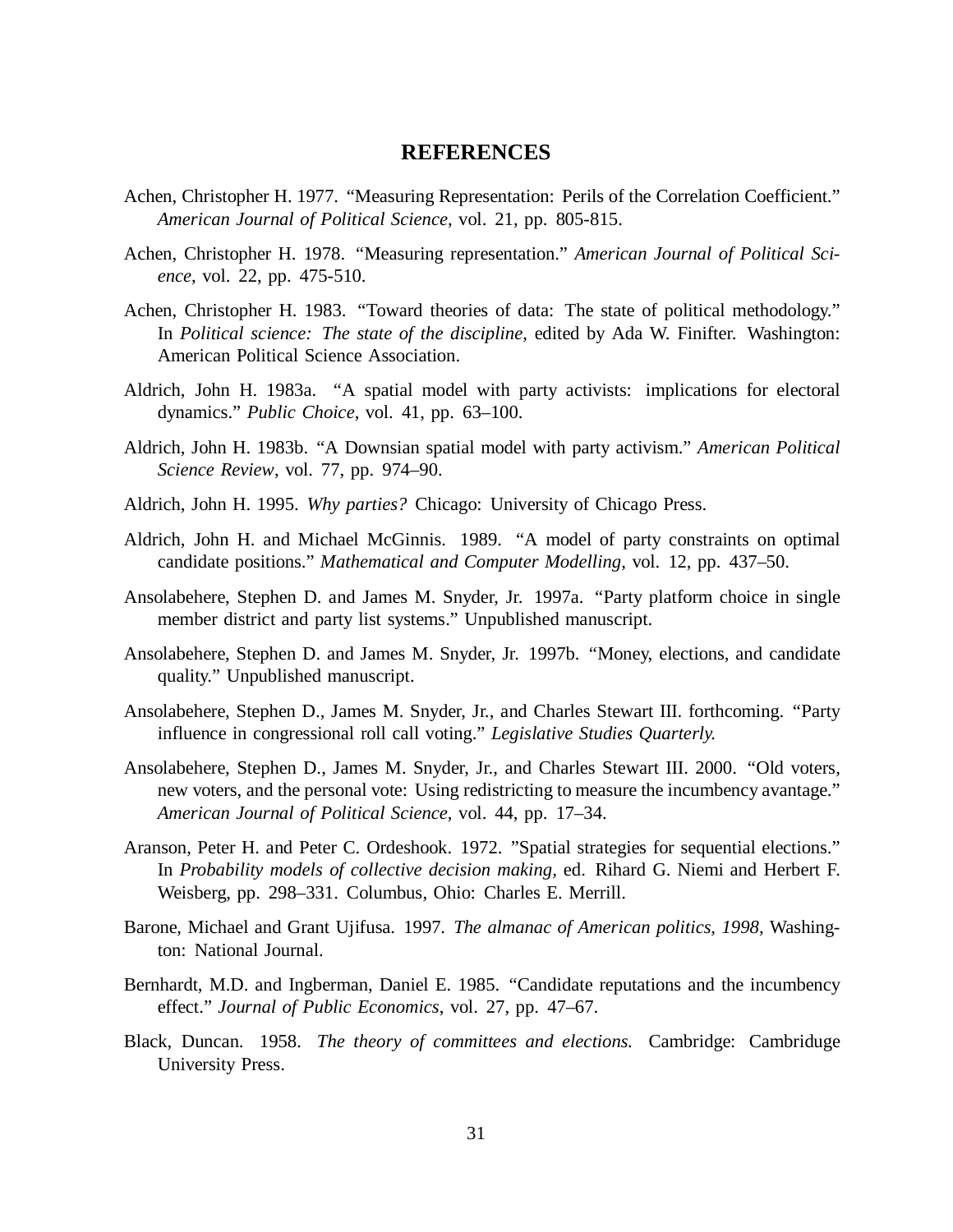## REFERENCES

Achen, Christopher H. 1977. "Measuring Representation: Perils of the Correlation Coefficient." *American Journal of Political Science*, vol. 21, pp. 805-815.

Achen, Christopher H. 1978. "Measuring representation." *American Journal of Political Science*, vol. 22, pp. 475-510.

Achen, Christopher H. 1983. "Toward theories of data: The state of political methodology." In *Political science: The state of the discipline*, edited by Ada W. Finifter. Washington: American Political Science Association.

Aldrich, John H. 1983a. "A spatial model with party activists: implications for electoral dynamics." *Public Choice*, vol. 41, pp. 63–100.

Aldrich, John H. 1983b. "A Downsian spatial model with party activism." *American Political Science Review*, vol. 77, pp. 974–90.

Aldrich, John H. 1995. *Why parties?* Chicago: University of Chicago Press.

Aldrich, John H. and Michael McGinnis. 1989. "A model of party constraints on optimal candidate positions." *Mathematical and Computer Modelling*, vol. 12, pp. 437–50.

Ansolabehere, Stephen D. and James M. Snyder, Jr. 1997a. "Party platform choice in single member district and party list systems." Unpublished manuscript.

Ansolabehere, Stephen D. and James M. Snyder, Jr. 1997b. "Money, elections, and candidate quality." Unpublished manuscript.

Ansolabehere, Stephen D., James M. Snyder, Jr., and Charles Stewart III. forthcoming. "Party influence in congressional roll call voting." *Legislative Studies Quarterly.*

Ansolabehere, Stephen D., James M. Snyder, Jr., and Charles Stewart III. 2000. "Old voters, new voters, and the personal vote: Using redistricting to measure the incumbency avantage." *American Journal of Political Science*, vol. 44, pp. 17–34.

Aranson, Peter H. and Peter C. Ordeshook. 1972. "Spatial strategies for sequential elections." In *Probability models of collective decision making*, ed. Rihard G. Niemi and Herbert F. Weisberg, pp. 298–331. Columbus, Ohio: Charles E. Merrill.

Barone, Michael and Grant Ujifusa. 1997. *The almanac of American politics, 1998*, Washington: National Journal.

Bernhardt, M.D. and Ingberman, Daniel E. 1985. "Candidate reputations and the incumbency effect." *Journal of Public Economics*, vol. 27, pp. 47–67.

Black, Duncan. 1958. *The theory of committees and elections.* Cambridge: Cambriduge University Press.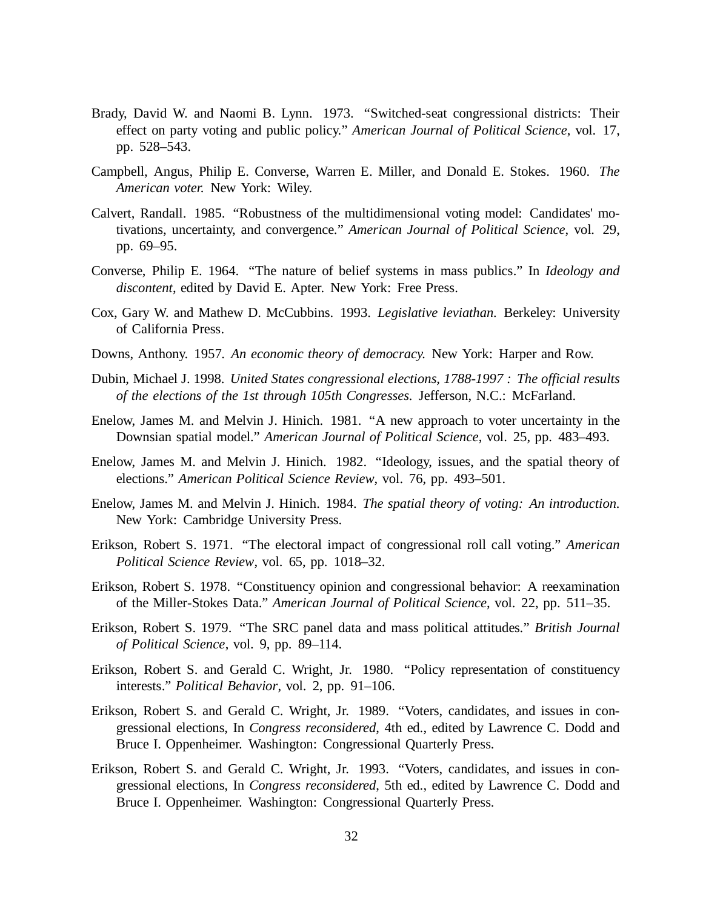Brady, David W. and Naomi B. Lynn. 1973. "Switched-seat congressional districts: Their effect on party voting and public policy." *American Journal of Political Science*, vol. 17, pp. 528–543.

Campbell, Angus, Philip E. Converse, Warren E. Miller, and Donald E. Stokes. 1960. *The American voter.* New York: Wiley.

Calvert, Randall. 1985. "Robustness of the multidimensional voting model: Candidates' motivations, uncertainty, and convergence." *American Journal of Political Science*, vol. 29, pp. 69–95.

Converse, Philip E. 1964. "The nature of belief systems in mass publics." In *Ideology and discontent*, edited by David E. Apter. New York: Free Press.

Cox, Gary W. and Mathew D. McCubbins. 1993. *Legislative leviathan.* Berkeley: University of California Press.

Downs, Anthony. 1957. *An economic theory of democracy.* New York: Harper and Row.

Dubin, Michael J. 1998. *United States congressional elections, 1788-1997 : The official results of the elections of the 1st through 105th Congresses.* Jefferson, N.C.: McFarland.

Enelow, James M. and Melvin J. Hinich. 1981. "A new approach to voter uncertainty in the Downsian spatial model." *American Journal of Political Science*, vol. 25, pp. 483–493.

Enelow, James M. and Melvin J. Hinich. 1982. "Ideology, issues, and the spatial theory of elections." *American Political Science Review*, vol. 76, pp. 493–501.

Enelow, James M. and Melvin J. Hinich. 1984. *The spatial theory of voting: An introduction.* New York: Cambridge University Press.

Erikson, Robert S. 1971. "The electoral impact of congressional roll call voting." *American Political Science Review*, vol. 65, pp. 1018–32.

Erikson, Robert S. 1978. "Constituency opinion and congressional behavior: A reexamination of the Miller-Stokes Data." *American Journal of Political Science*, vol. 22, pp. 511–35.

Erikson, Robert S. 1979. "The SRC panel data and mass political attitudes." *British Journal of Political Science*, vol. 9, pp. 89–114.

Erikson, Robert S. and Gerald C. Wright, Jr. 1980. "Policy representation of constituency interests." *Political Behavior*, vol. 2, pp. 91–106.

Erikson, Robert S. and Gerald C. Wright, Jr. 1989. "Voters, candidates, and issues in congressional elections, In *Congress reconsidered*, 4th ed., edited by Lawrence C. Dodd and Bruce I. Oppenheimer. Washington: Congressional Quarterly Press.

Erikson, Robert S. and Gerald C. Wright, Jr. 1993. "Voters, candidates, and issues in congressional elections, In *Congress reconsidered*, 5th ed., edited by Lawrence C. Dodd and Bruce I. Oppenheimer. Washington: Congressional Quarterly Press.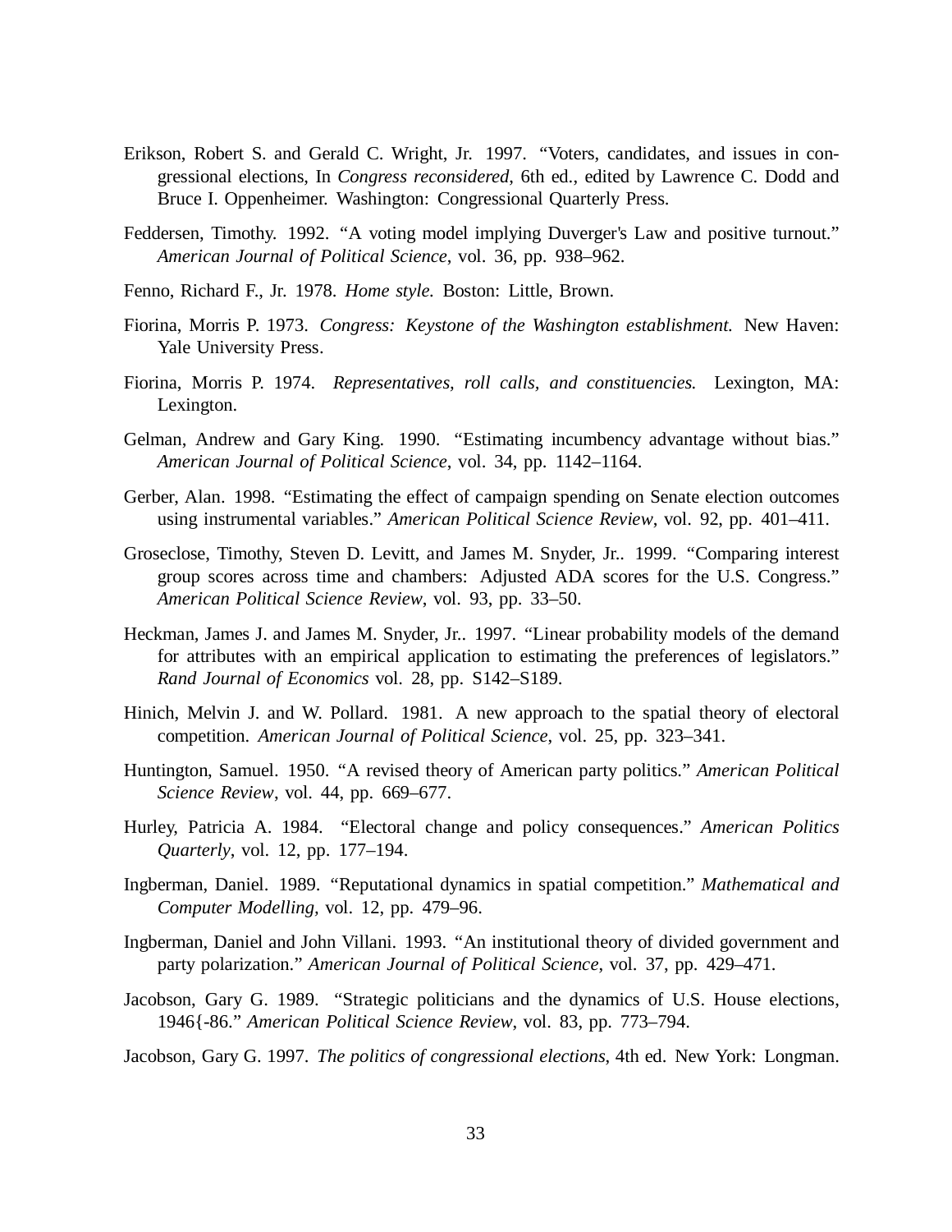Erikson, Robert S. and Gerald C. Wright, Jr. 1997. "Voters, candidates, and issues in congressional elections, In *Congress reconsidered*, 6th ed., edited by Lawrence C. Dodd and Bruce I. Oppenheimer. Washington: Congressional Quarterly Press.

Feddersen, Timothy. 1992. "A voting model implying Duverger's Law and positive turnout." *American Journal of Political Science*, vol. 36, pp. 938–962.

Fenno, Richard F., Jr. 1978. *Home style.* Boston: Little, Brown.

Fiorina, Morris P. 1973. *Congress: Keystone of the Washington establishment.* New Haven: Yale University Press.

Fiorina, Morris P. 1974. *Representatives, roll calls, and constituencies.* Lexington, MA: Lexington.

Gelman, Andrew and Gary King. 1990. "Estimating incumbency advantage without bias." *American Journal of Political Science*, vol. 34, pp. 1142–1164.

Gerber, Alan. 1998. "Estimating the effect of campaign spending on Senate election outcomes using instrumental variables." *American Political Science Review*, vol. 92, pp. 401–411.

Groseclose, Timothy, Steven D. Levitt, and James M. Snyder, Jr.. 1999. "Comparing interest group scores across time and chambers: Adjusted ADA scores for the U.S. Congress." *American Political Science Review*, vol. 93, pp. 33–50.

Heckman, James J. and James M. Snyder, Jr.. 1997. "Linear probability models of the demand for attributes with an empirical application to estimating the preferences of legislators." *Rand Journal of Economics* vol. 28, pp. S142–S189.

Hinich, Melvin J. and W. Pollard. 1981. A new approach to the spatial theory of electoral competition. *American Journal of Political Science*, vol. 25, pp. 323–341.

Huntington, Samuel. 1950. "A revised theory of American party politics." *American Political Science Review*, vol. 44, pp. 669–677.

Hurley, Patricia A. 1984. "Electoral change and policy consequences." *American Politics Quarterly*, vol. 12, pp. 177–194.

Ingberman, Daniel. 1989. "Reputational dynamics in spatial competition." *Mathematical and Computer Modelling,* vol. 12, pp. 479–96.

Ingberman, Daniel and John Villani. 1993. "An institutional theory of divided government and party polarization." *American Journal of Political Science*, vol. 37, pp. 429–471.

Jacobson, Gary G. 1989. "Strategic politicians and the dynamics of U.S. House elections, 1946{-86." *American Political Science Review*, vol. 83, pp. 773–794.

Jacobson, Gary G. 1997. *The politics of congressional elections*, 4th ed. New York: Longman.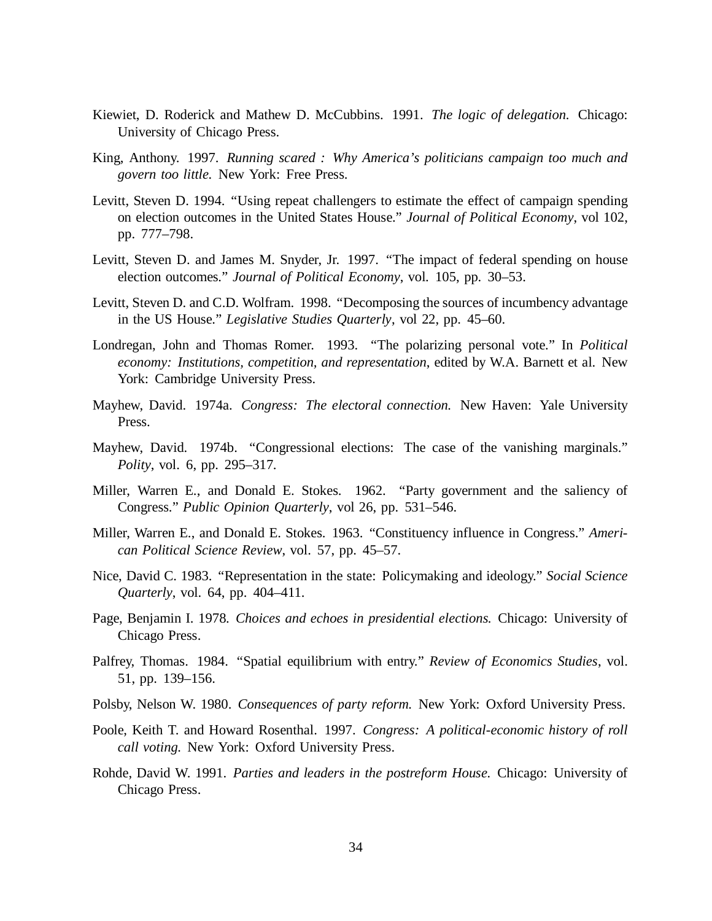Kiewiet, D. Roderick and Mathew D. McCubbins. 1991. *The logic of delegation.* Chicago: University of Chicago Press.

King, Anthony. 1997. *Running scared : Why America's politicians campaign too much and govern too little.* New York: Free Press.

Levitt, Steven D. 1994. "Using repeat challengers to estimate the effect of campaign spending on election outcomes in the United States House." *Journal of Political Economy*, vol 102, pp. 777–798.

Levitt, Steven D. and James M. Snyder, Jr. 1997. "The impact of federal spending on house election outcomes." *Journal of Political Economy*, vol. 105, pp. 30–53.

Levitt, Steven D. and C.D. Wolfram. 1998. "Decomposing the sources of incumbency advantage in the US House." *Legislative Studies Quarterly*, vol 22, pp. 45–60.

Londregan, John and Thomas Romer. 1993. "The polarizing personal vote." In *Political economy: Institutions, competition, and representation*, edited by W.A. Barnett et al. New York: Cambridge University Press.

Mayhew, David. 1974a. *Congress: The electoral connection.* New Haven: Yale University Press.

Mayhew, David. 1974b. "Congressional elections: The case of the vanishing marginals." *Polity*, vol. 6, pp. 295–317.

Miller, Warren E., and Donald E. Stokes. 1962. "Party government and the saliency of Congress." *Public Opinion Quarterly*, vol 26, pp. 531–546.

Miller, Warren E., and Donald E. Stokes. 1963. "Constituency influence in Congress." *American Political Science Review*, vol. 57, pp. 45–57.

Nice, David C. 1983. "Representation in the state: Policymaking and ideology." *Social Science Quarterly*, vol. 64, pp. 404–411.

Page, Benjamin I. 1978. *Choices and echoes in presidential elections.* Chicago: University of Chicago Press.

Palfrey, Thomas. 1984. "Spatial equilibrium with entry." *Review of Economics Studies*, vol. 51, pp. 139–156.

Polsby, Nelson W. 1980. *Consequences of party reform.* New York: Oxford University Press.

Poole, Keith T. and Howard Rosenthal. 1997. *Congress: A political-economic history of roll call voting.* New York: Oxford University Press.

Rohde, David W. 1991. *Parties and leaders in the postreform House.* Chicago: University of Chicago Press.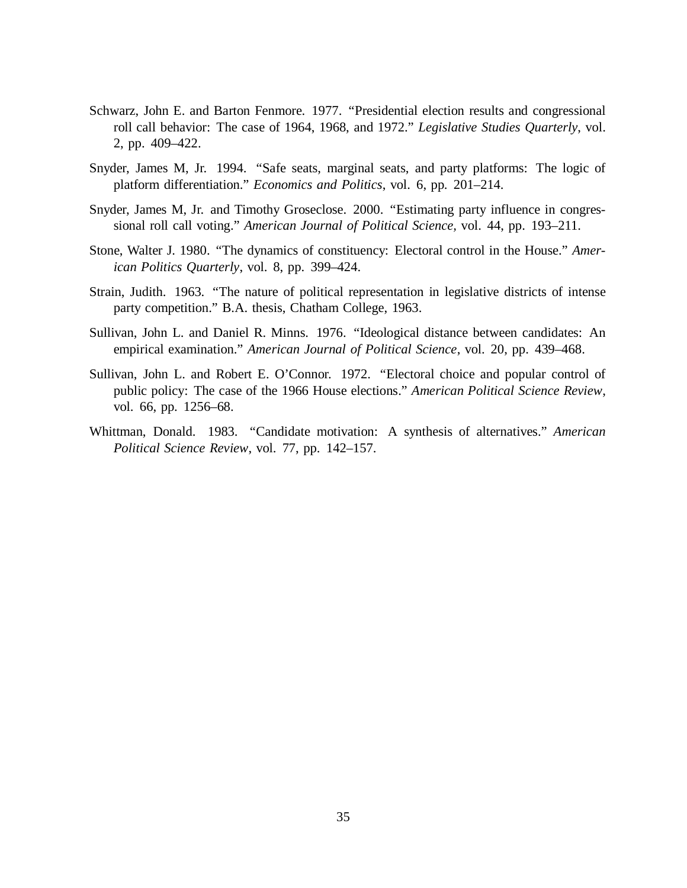Schwarz, John E. and Barton Fenmore. 1977. "Presidential election results and congressional roll call behavior: The case of 1964, 1968, and 1972." *Legislative Studies Quarterly*, vol. 2, pp. 409–422.

Snyder, James M, Jr. 1994. "Safe seats, marginal seats, and party platforms: The logic of platform differentiation." *Economics and Politics*, vol. 6, pp. 201–214.

Snyder, James M, Jr. and Timothy Groseclose. 2000. "Estimating party influence in congressional roll call voting." *American Journal of Political Science*, vol. 44, pp. 193–211.

Stone, Walter J. 1980. "The dynamics of constituency: Electoral control in the House." *American Politics Quarterly*, vol. 8, pp. 399–424.

Strain, Judith. 1963. "The nature of political representation in legislative districts of intense party competition." B.A. thesis, Chatham College, 1963.

Sullivan, John L. and Daniel R. Minns. 1976. "Ideological distance between candidates: An empirical examination." *American Journal of Political Science*, vol. 20, pp. 439–468.

Sullivan, John L. and Robert E. O'Connor. 1972. "Electoral choice and popular control of public policy: The case of the 1966 House elections." *American Political Science Review*, vol. 66, pp. 1256–68.

Whittman, Donald. 1983. "Candidate motivation: A synthesis of alternatives." *American Political Science Review*, vol. 77, pp. 142–157.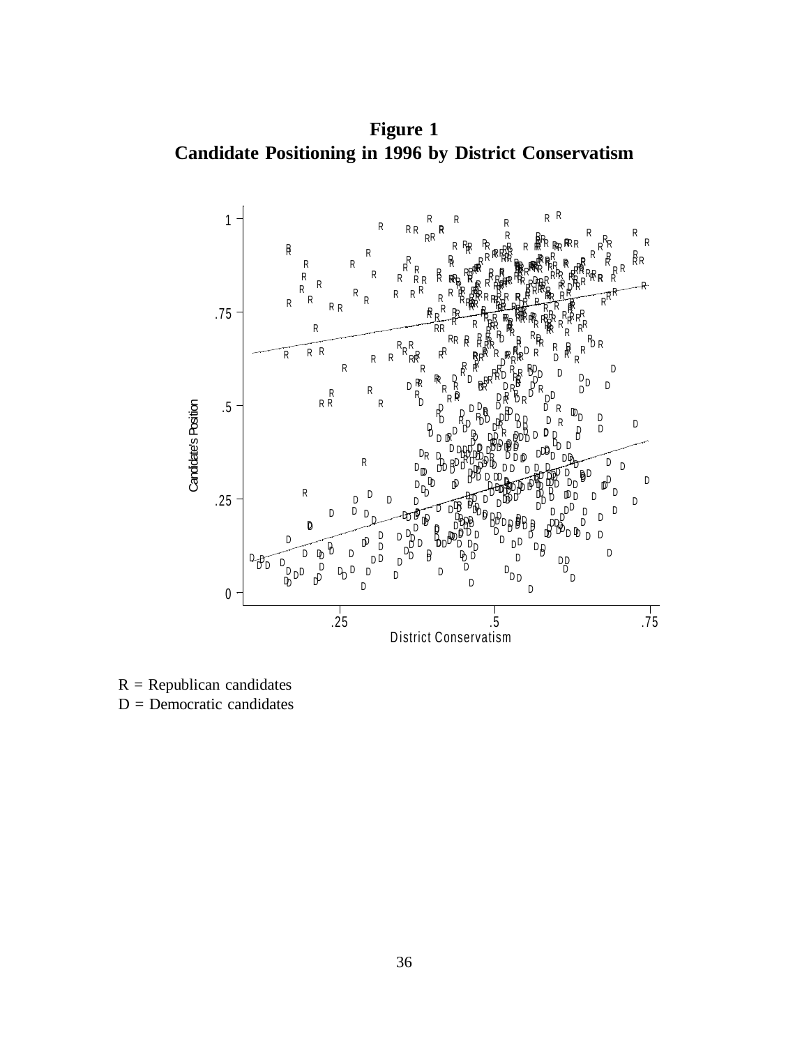**Figure 1**
**Candidate Positioning in 1996 by District Conservatism**

R = Republican candidates
D = Democratic candidates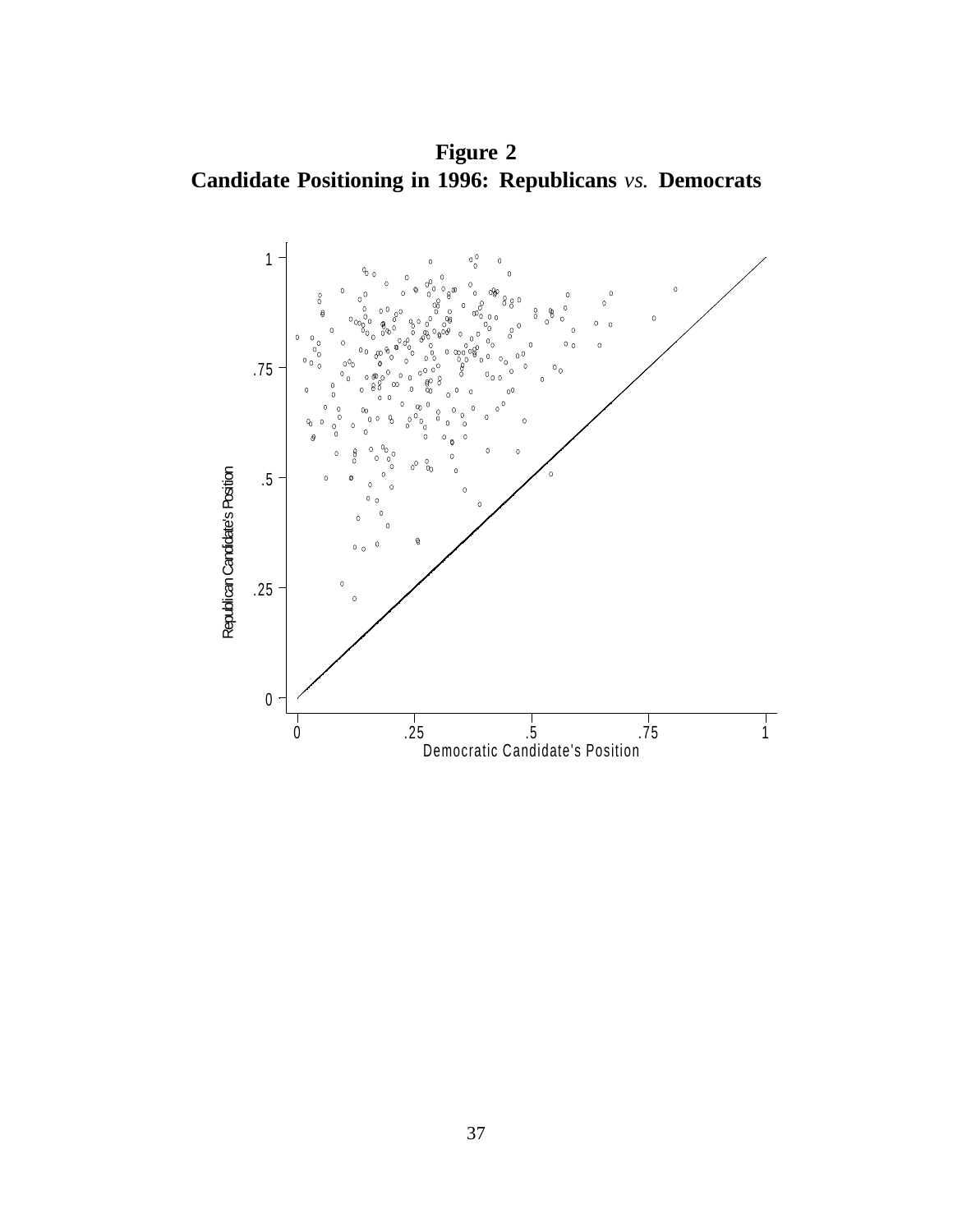**Figure 2**
**Candidate Positioning in 1996: Republicans *vs.* Democrats**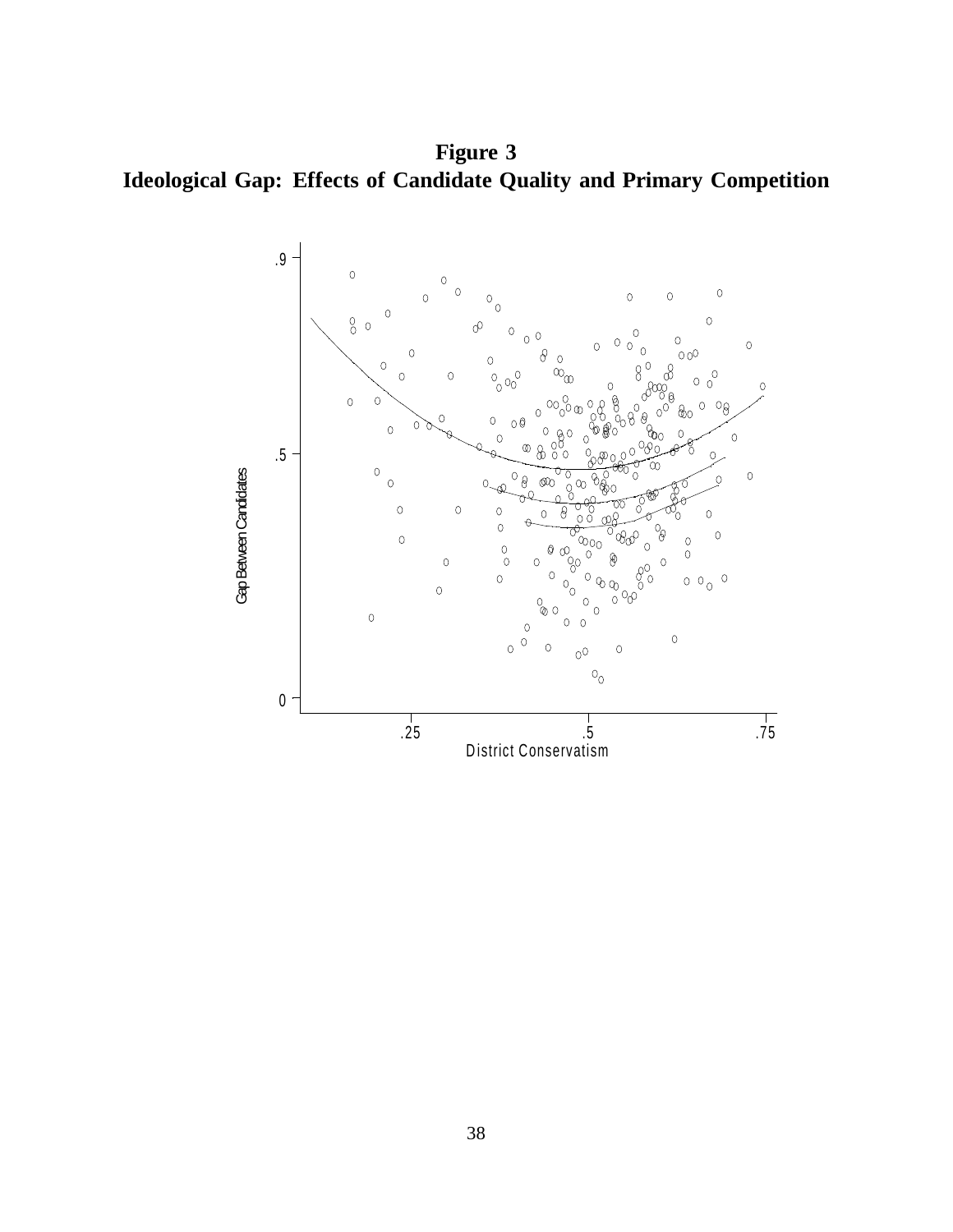**Figure 3**
**Ideological Gap: Effects of Candidate Quality and Primary Competition**

.9

.5

0

Gap Between Candidates

.25 .5 .75

District Conservatism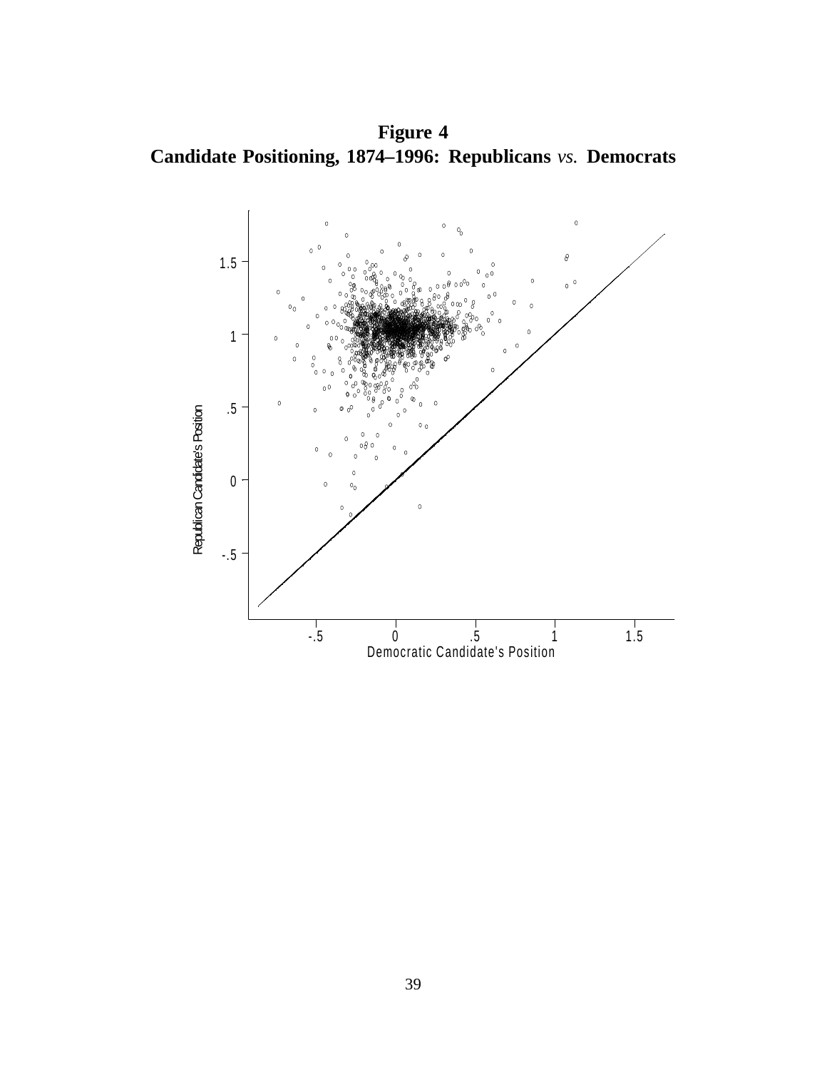**Figure 4**
**Candidate Positioning, 1874–1996: Republicans *vs.* Democrats**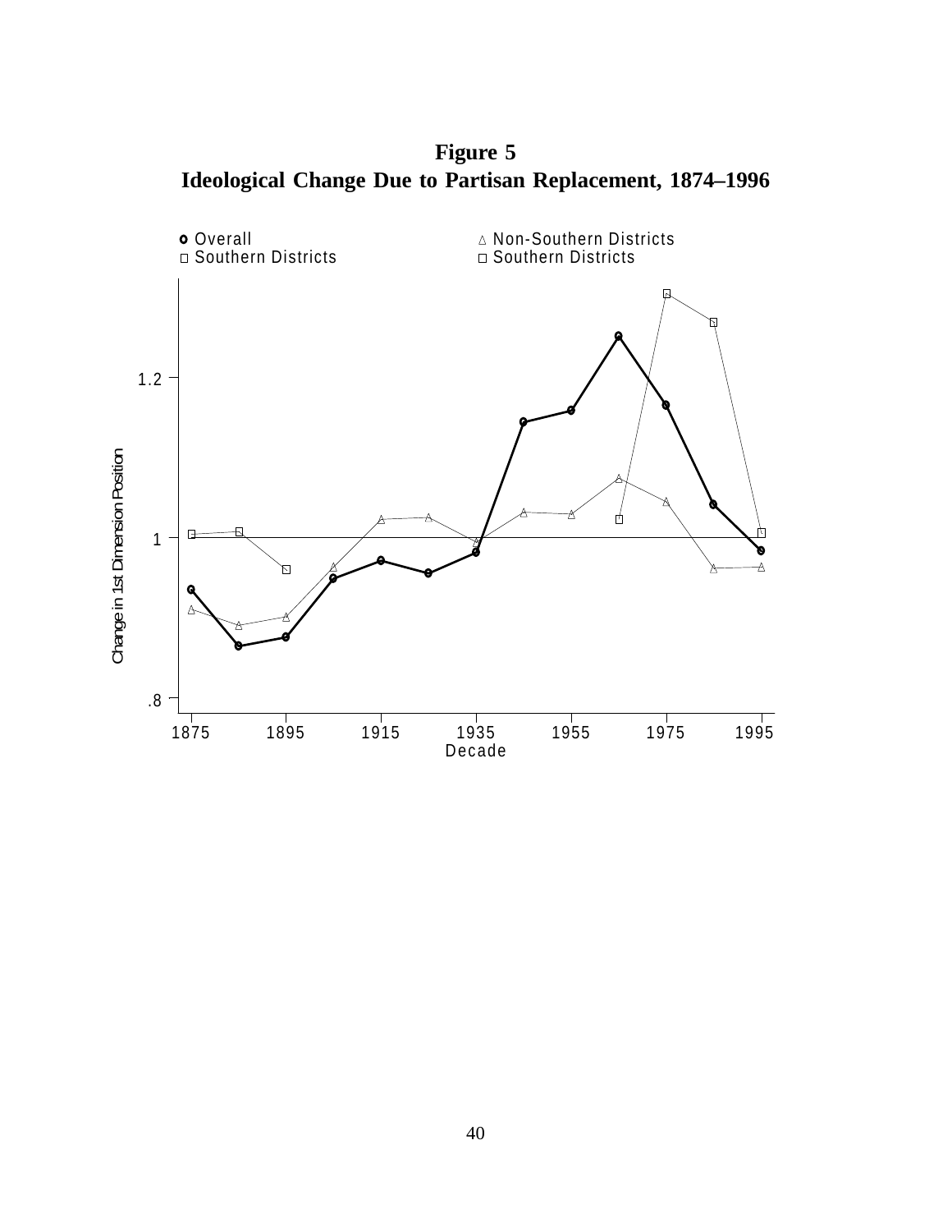**Figure 5**
**Ideological Change Due to Partisan Replacement, 1874–1996**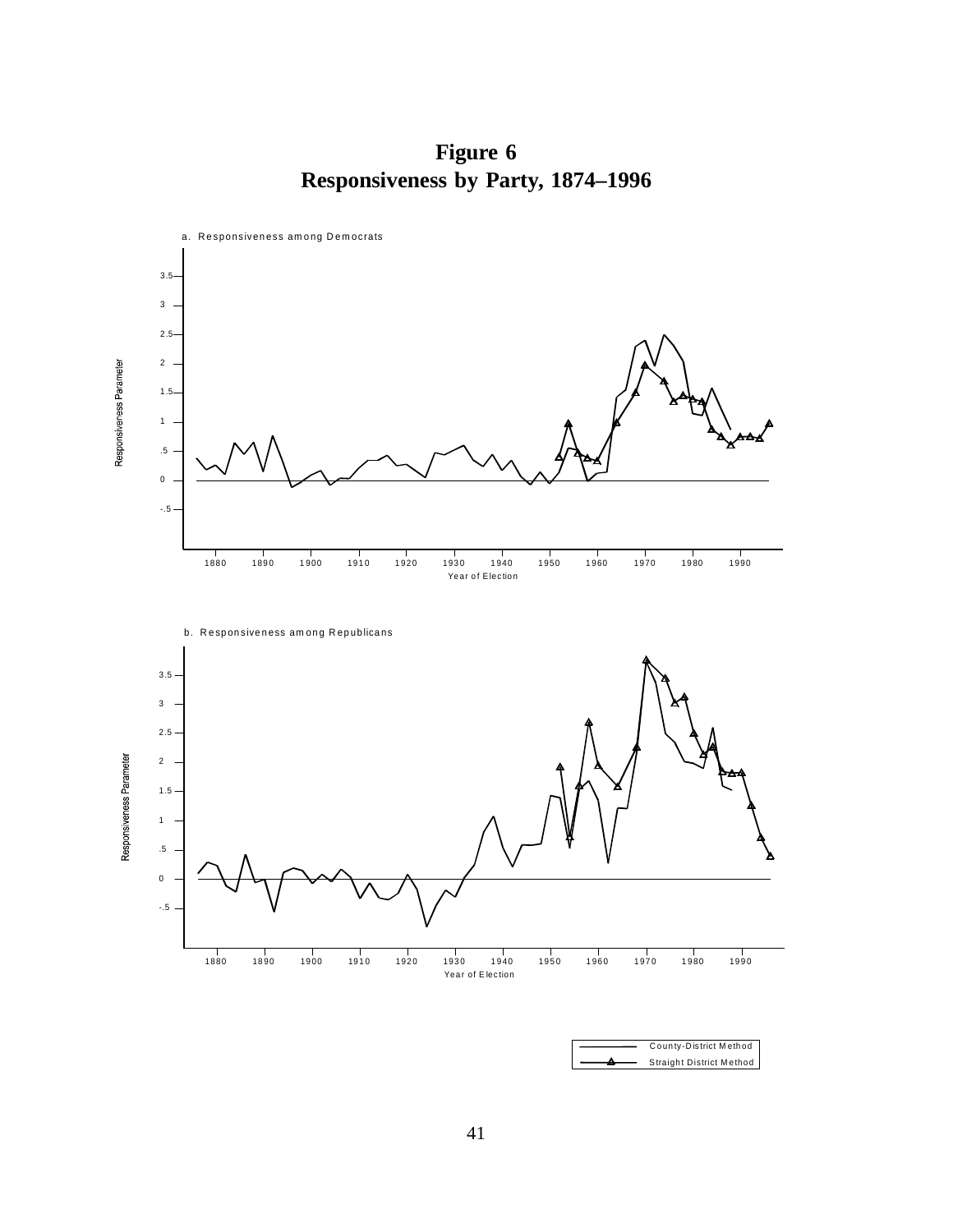# Figure 6
## Responsiveness by Party, 1874–1996

a. Responsiveness among Democrats

b. Responsiveness among Republicans

Responsiveness Parameter

Year of Election

County-District Method

Straight District Method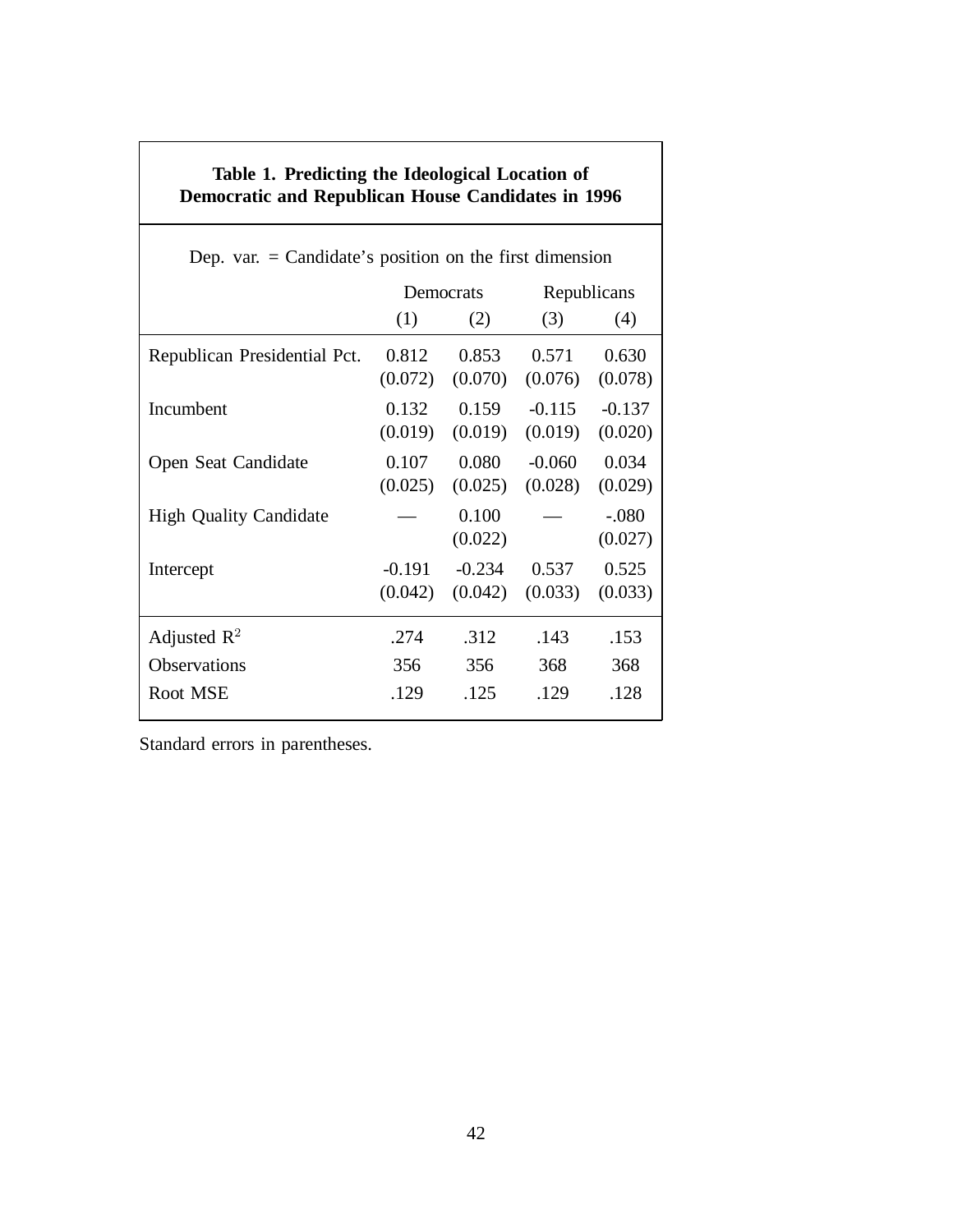**Table 1. Predicting the Ideological Location of Democratic and Republican House Candidates in 1996**

Dep. var. = Candidate's position on the first dimension

| | Democrats | | Republicans | |
|---|---|---|---|---|
| | (1) | (2) | (3) | (4) |
| Republican Presidential Pct. | 0.812 | 0.853 | 0.571 | 0.630 |
| | (0.072) | (0.070) | (0.076) | (0.078) |
| Incumbent | 0.132 | 0.159 | -0.115 | -0.137 |
| | (0.019) | (0.019) | (0.019) | (0.020) |
| Open Seat Candidate | 0.107 | 0.080 | -0.060 | 0.034 |
| | (0.025) | (0.025) | (0.028) | (0.029) |
| High Quality Candidate | — | 0.100 | — | -.080 |
| | | (0.022) | | (0.027) |
| Intercept | -0.191 | -0.234 | 0.537 | 0.525 |
| | (0.042) | (0.042) | (0.033) | (0.033) |
| Adjusted $R^2$ | .274 | .312 | .143 | .153 |
| Observations | 356 | 356 | 368 | 368 |
| Root MSE | .129 | .125 | .129 | .128 |

Standard errors in parentheses.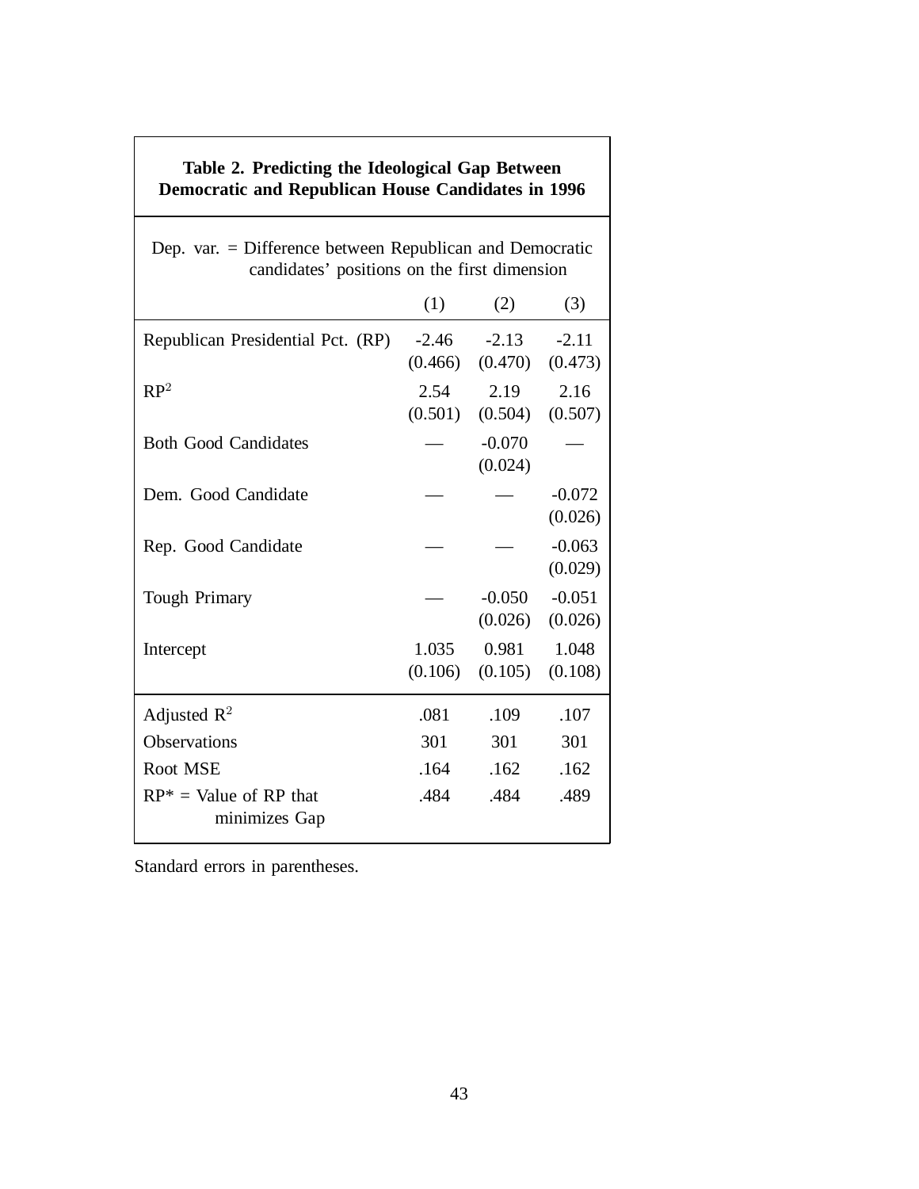**Table 2. Predicting the Ideological Gap Between Democratic and Republican House Candidates in 1996**

Dep. var. = Difference between Republican and Democratic candidates' positions on the first dimension

| | (1) | (2) | (3) |
|---|---|---|---|
| Republican Presidential Pct. (RP) | -2.46 | -2.13 | -2.11 |
| | (0.466) | (0.470) | (0.473) |
| $RP^2$ | 2.54 | 2.19 | 2.16 |
| | (0.501) | (0.504) | (0.507) |
| Both Good Candidates | — | -0.070 | — |
| | | (0.024) | |
| Dem. Good Candidate | — | — | -0.072 |
| | | | (0.026) |
| Rep. Good Candidate | — | — | -0.063 |
| | | | (0.029) |
| Tough Primary | — | -0.050 | -0.051 |
| | | (0.026) | (0.026) |
| Intercept | 1.035 | 0.981 | 1.048 |
| | (0.106) | (0.105) | (0.108) |
| Adjusted $R^2$ | .081 | .109 | .107 |
| Observations | 301 | 301 | 301 |
| Root MSE | .164 | .162 | .162 |
| RP* = Value of RP that minimizes Gap | .484 | .484 | .489 |

Standard errors in parentheses.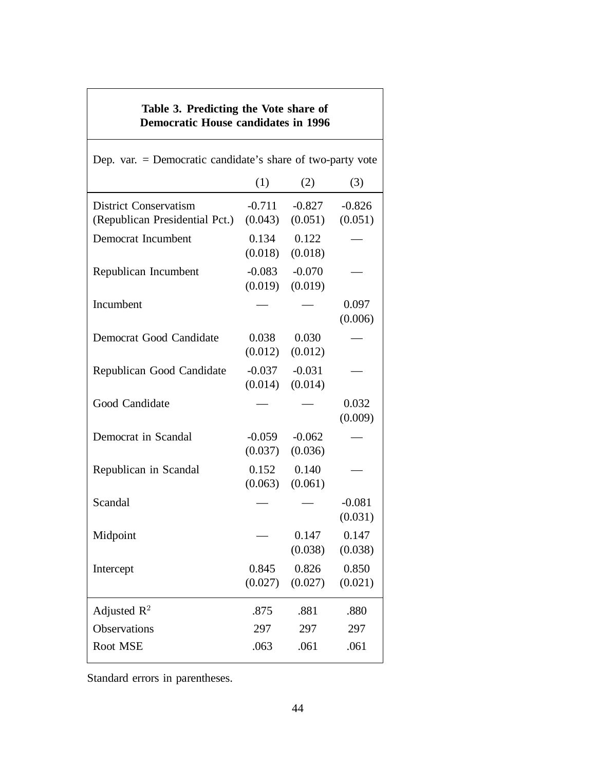**Table 3. Predicting the Vote share of Democratic House candidates in 1996**

Dep. var. = Democratic candidate's share of two-party vote

| | (1) | (2) | (3) |
|---|---|---|---|
| District Conservatism | -0.711 | -0.827 | -0.826 |
| (Republican Presidential Pct.) | (0.043) | (0.051) | (0.051) |
| Democrat Incumbent | 0.134 | 0.122 | — |
| | (0.018) | (0.018) | |
| Republican Incumbent | -0.083 | -0.070 | — |
| | (0.019) | (0.019) | |
| Incumbent | — | — | 0.097 |
| | | | (0.006) |
| Democrat Good Candidate | 0.038 | 0.030 | — |
| | (0.012) | (0.012) | |
| Republican Good Candidate | -0.037 | -0.031 | — |
| | (0.014) | (0.014) | |
| Good Candidate | — | — | 0.032 |
| | | | (0.009) |
| Democrat in Scandal | -0.059 | -0.062 | — |
| | (0.037) | (0.036) | |
| Republican in Scandal | 0.152 | 0.140 | — |
| | (0.063) | (0.061) | |
| Scandal | — | — | -0.081 |
| | | | (0.031) |
| Midpoint | — | 0.147 | 0.147 |
| | | (0.038) | (0.038) |
| Intercept | 0.845 | 0.826 | 0.850 |
| | (0.027) | (0.027) | (0.021) |
| Adjusted $R^2$ | .875 | .881 | .880 |
| Observations | 297 | 297 | 297 |
| Root MSE | .063 | .061 | .061 |

Standard errors in parentheses.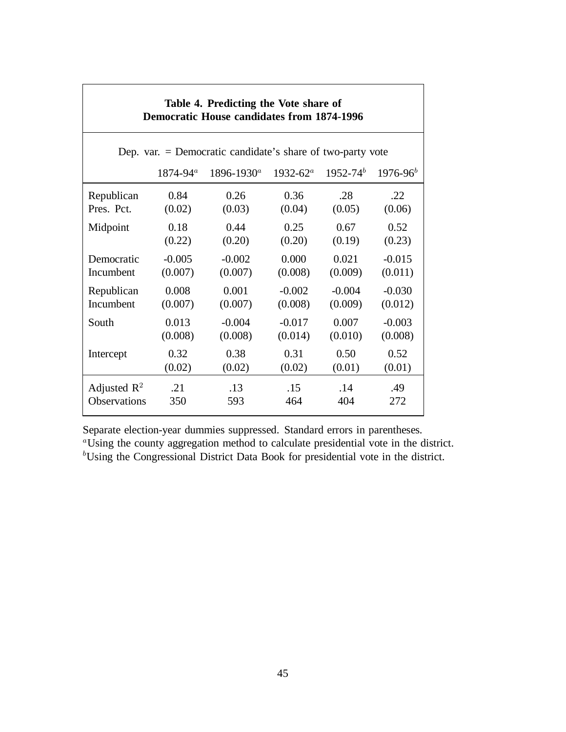**Table 4. Predicting the Vote share of Democratic House candidates from 1874-1996**

Dep. var. = Democratic candidate's share of two-party vote

| | 1874-94[a] | 1896-1930[a] | 1932-62[a] | 1952-74[b] | 1976-96[b] |
|---|---|---|---|---|---|
| Republican Pres. Pct. | 0.84 | 0.26 | 0.36 | .28 | .22 |
| | (0.02) | (0.03) | (0.04) | (0.05) | (0.06) |
| Midpoint | 0.18 | 0.44 | 0.25 | 0.67 | 0.52 |
| | (0.22) | (0.20) | (0.20) | (0.19) | (0.23) |
| Democratic Incumbent | -0.005 | -0.002 | 0.000 | 0.021 | -0.015 |
| | (0.007) | (0.007) | (0.008) | (0.009) | (0.011) |
| Republican Incumbent | 0.008 | 0.001 | -0.002 | -0.004 | -0.030 |
| | (0.007) | (0.007) | (0.008) | (0.009) | (0.012) |
| South | 0.013 | -0.004 | -0.017 | 0.007 | -0.003 |
| | (0.008) | (0.008) | (0.014) | (0.010) | (0.008) |
| Intercept | 0.32 | 0.38 | 0.31 | 0.50 | 0.52 |
| | (0.02) | (0.02) | (0.02) | (0.01) | (0.01) |
| Adjusted $R^2$ | .21 | .13 | .15 | .14 | .49 |
| Observations | 350 | 593 | 464 | 404 | 272 |

Separate election-year dummies suppressed. Standard errors in parentheses.
[a]Using the county aggregation method to calculate presidential vote in the district.
[b]Using the Congressional District Data Book for presidential vote in the district.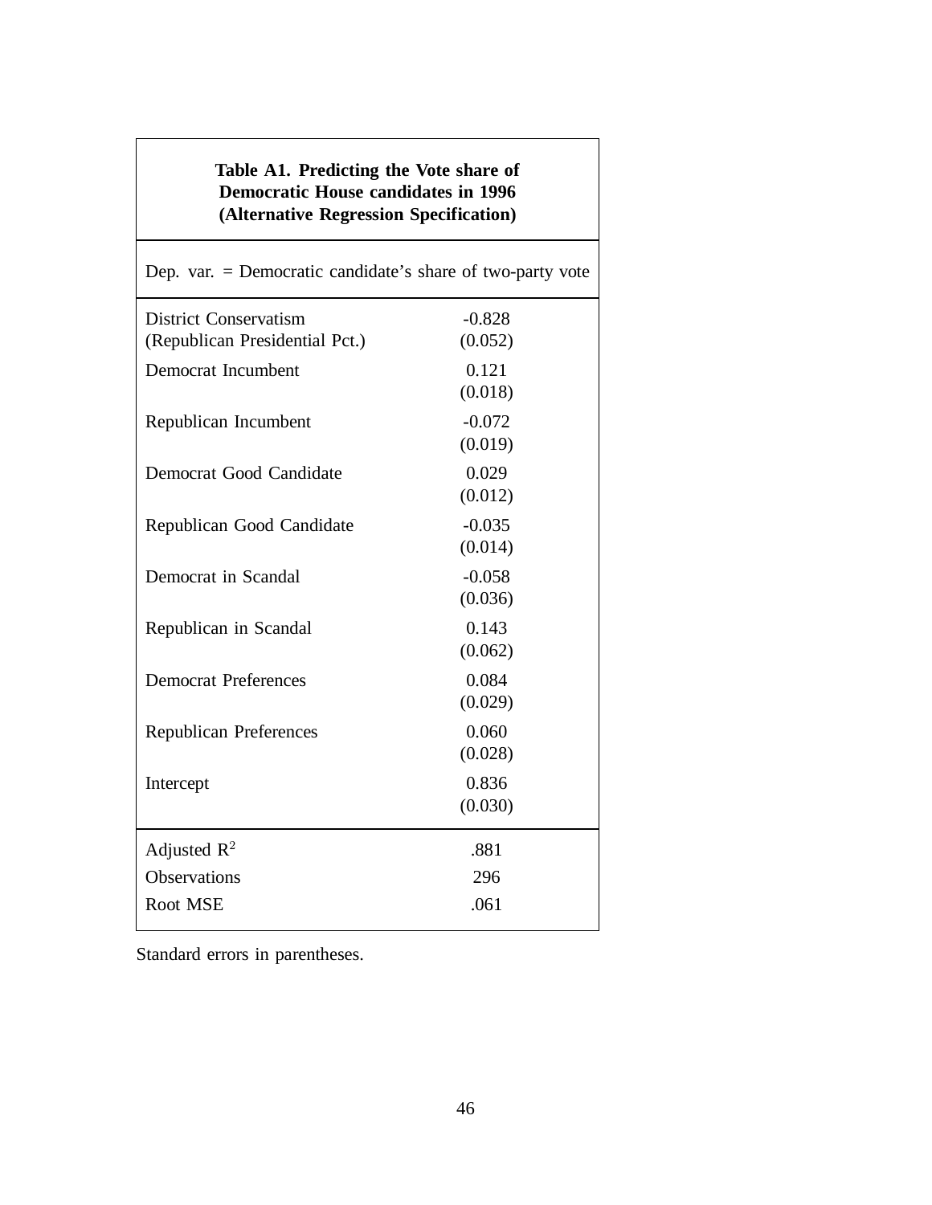**Table A1. Predicting the Vote share of Democratic House candidates in 1996 (Alternative Regression Specification)**

| Dep. var. = Democratic candidate's share of two-party vote | |
|---|---|
| District Conservatism (Republican Presidential Pct.) | -0.828 (0.052) |
| Democrat Incumbent | 0.121 (0.018) |
| Republican Incumbent | -0.072 (0.019) |
| Democrat Good Candidate | 0.029 (0.012) |
| Republican Good Candidate | -0.035 (0.014) |
| Democrat in Scandal | -0.058 (0.036) |
| Republican in Scandal | 0.143 (0.062) |
| Democrat Preferences | 0.084 (0.029) |
| Republican Preferences | 0.060 (0.028) |
| Intercept | 0.836 (0.030) |
| Adjusted $R^2$ | .881 |
| Observations | 296 |
| Root MSE | .061 |

Standard errors in parentheses.